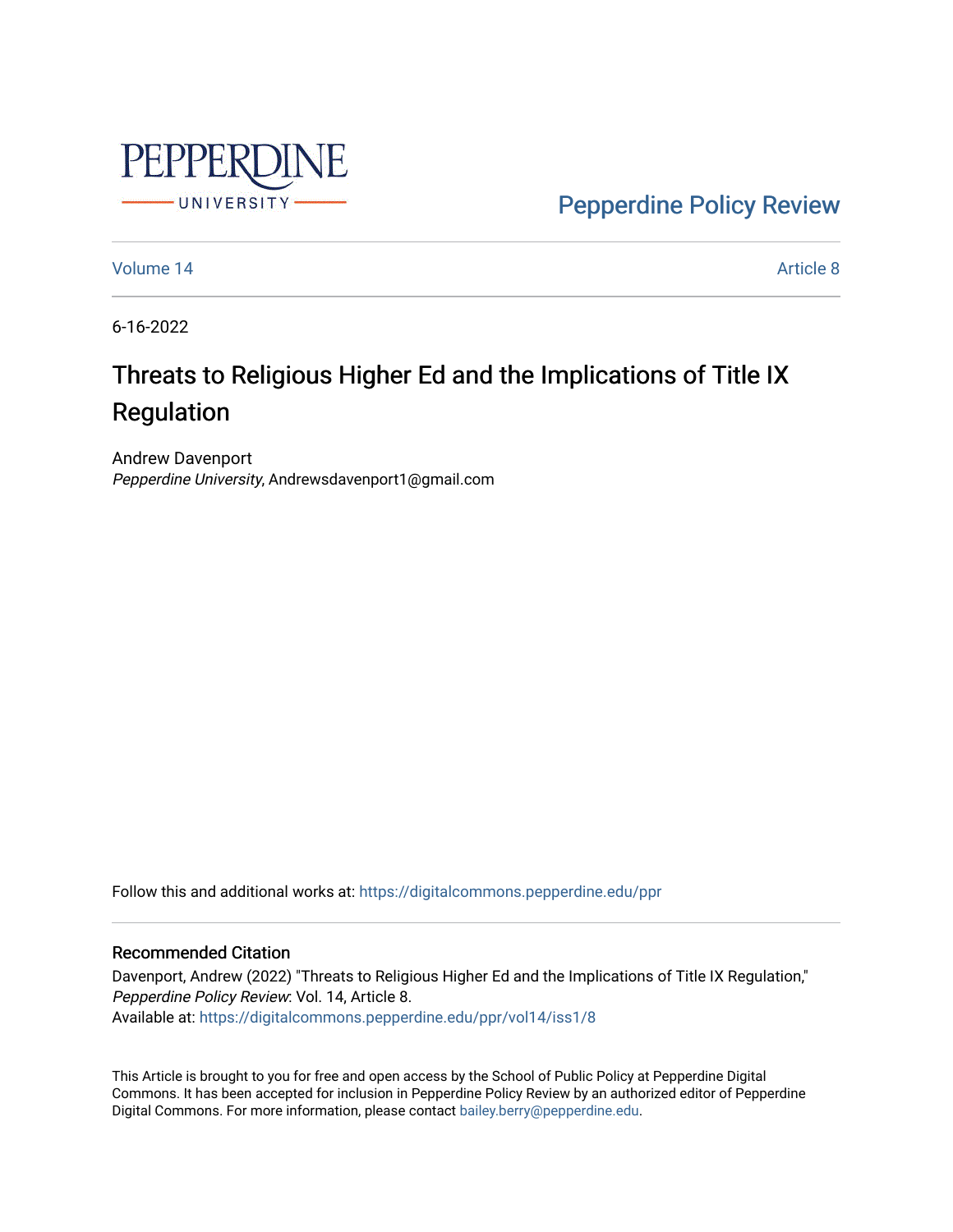Pepperdine Policy Review

Volume 14 | Article 8

6-16-2022

# Threats to Religious Higher Ed and the Implications of Title IX Regulation

Andrew Davenport
*Pepperdine University*, Andrewsdavenport1@gmail.com

Follow this and additional works at: https://digitalcommons.pepperdine.edu/ppr

## Recommended Citation

Davenport, Andrew (2022) "Threats to Religious Higher Ed and the Implications of Title IX Regulation," *Pepperdine Policy Review*: Vol. 14, Article 8.
Available at: https://digitalcommons.pepperdine.edu/ppr/vol14/iss1/8

This Article is brought to you for free and open access by the School of Public Policy at Pepperdine Digital Commons. It has been accepted for inclusion in Pepperdine Policy Review by an authorized editor of Pepperdine Digital Commons. For more information, please contact bailey.berry@pepperdine.edu.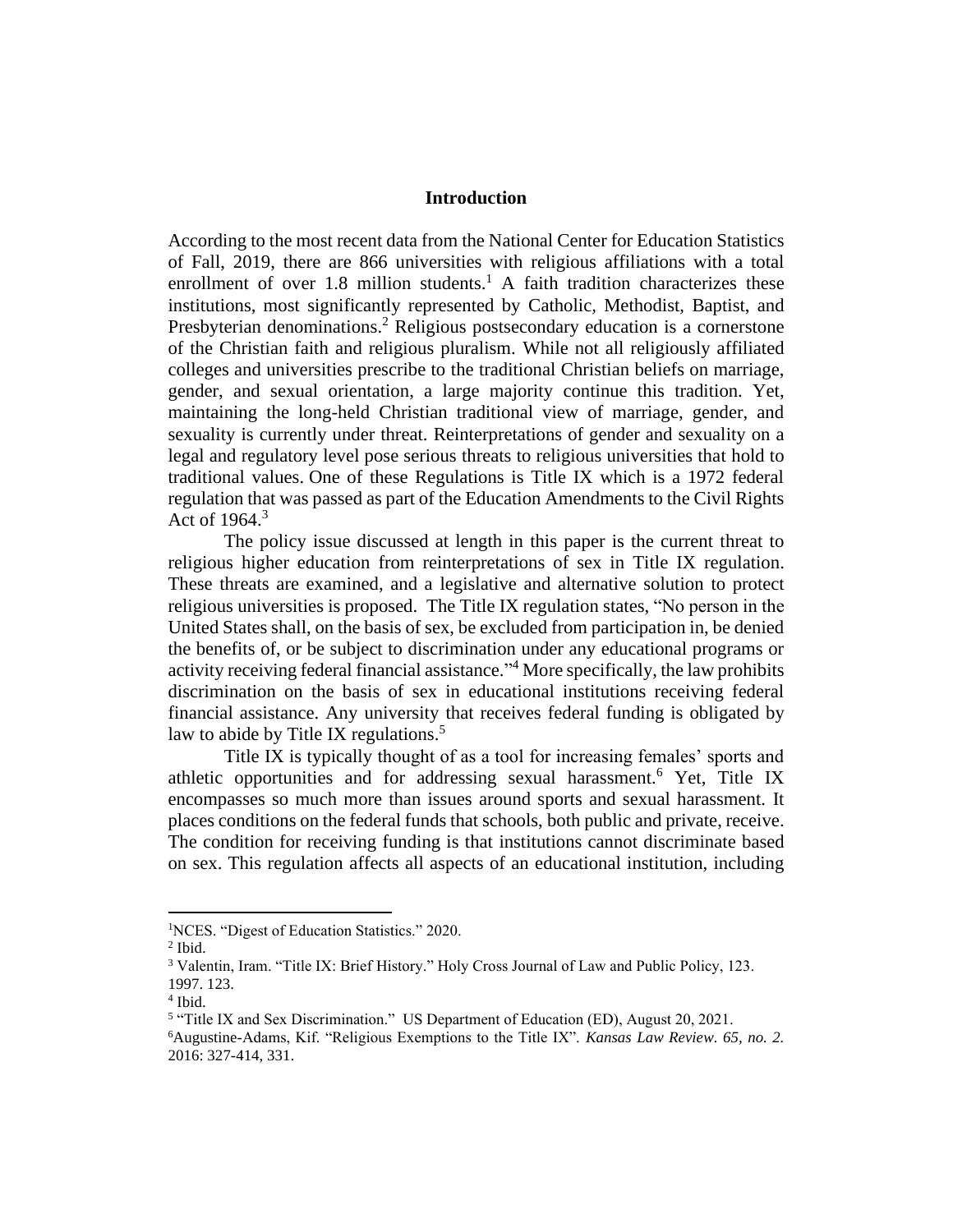## Introduction

According to the most recent data from the National Center for Education Statistics of Fall, 2019, there are 866 universities with religious affiliations with a total enrollment of over 1.8 million students.[1] A faith tradition characterizes these institutions, most significantly represented by Catholic, Methodist, Baptist, and Presbyterian denominations.[2] Religious postsecondary education is a cornerstone of the Christian faith and religious pluralism. While not all religiously affiliated colleges and universities prescribe to the traditional Christian beliefs on marriage, gender, and sexual orientation, a large majority continue this tradition. Yet, maintaining the long-held Christian traditional view of marriage, gender, and sexuality is currently under threat. Reinterpretations of gender and sexuality on a legal and regulatory level pose serious threats to religious universities that hold to traditional values. One of these Regulations is Title IX which is a 1972 federal regulation that was passed as part of the Education Amendments to the Civil Rights Act of 1964.[3]

The policy issue discussed at length in this paper is the current threat to religious higher education from reinterpretations of sex in Title IX regulation. These threats are examined, and a legislative and alternative solution to protect religious universities is proposed. The Title IX regulation states, "No person in the United States shall, on the basis of sex, be excluded from participation in, be denied the benefits of, or be subject to discrimination under any educational programs or activity receiving federal financial assistance."[4] More specifically, the law prohibits discrimination on the basis of sex in educational institutions receiving federal financial assistance. Any university that receives federal funding is obligated by law to abide by Title IX regulations.[5]

Title IX is typically thought of as a tool for increasing females' sports and athletic opportunities and for addressing sexual harassment.[6] Yet, Title IX encompasses so much more than issues around sports and sexual harassment. It places conditions on the federal funds that schools, both public and private, receive. The condition for receiving funding is that institutions cannot discriminate based on sex. This regulation affects all aspects of an educational institution, including

---

[1] NCES. "Digest of Education Statistics." 2020.

[2] Ibid.

[3] Valentin, Iram. "Title IX: Brief History." Holy Cross Journal of Law and Public Policy, 123. 1997. 123.

[4] Ibid.

[5] "Title IX and Sex Discrimination." US Department of Education (ED), August 20, 2021.

[6] Augustine-Adams, Kif. "Religious Exemptions to the Title IX". *Kansas Law Review. 65, no. 2.* 2016: 327-414, 331.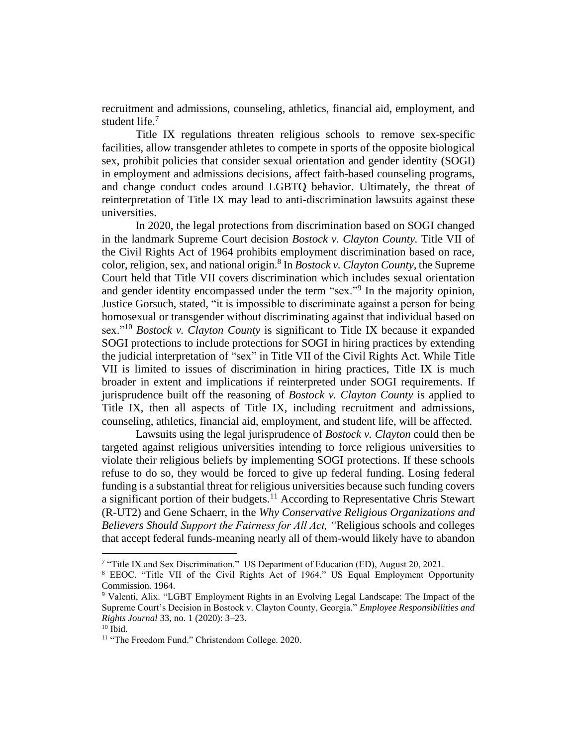recruitment and admissions, counseling, athletics, financial aid, employment, and student life.[7]

Title IX regulations threaten religious schools to remove sex-specific facilities, allow transgender athletes to compete in sports of the opposite biological sex, prohibit policies that consider sexual orientation and gender identity (SOGI) in employment and admissions decisions, affect faith-based counseling programs, and change conduct codes around LGBTQ behavior. Ultimately, the threat of reinterpretation of Title IX may lead to anti-discrimination lawsuits against these universities.

In 2020, the legal protections from discrimination based on SOGI changed in the landmark Supreme Court decision *Bostock v. Clayton County.* Title VII of the Civil Rights Act of 1964 prohibits employment discrimination based on race, color, religion, sex, and national origin.[8] In *Bostock v. Clayton County*, the Supreme Court held that Title VII covers discrimination which includes sexual orientation and gender identity encompassed under the term "sex."[9] In the majority opinion, Justice Gorsuch, stated, "it is impossible to discriminate against a person for being homosexual or transgender without discriminating against that individual based on sex."[10] *Bostock v. Clayton County* is significant to Title IX because it expanded SOGI protections to include protections for SOGI in hiring practices by extending the judicial interpretation of "sex" in Title VII of the Civil Rights Act. While Title VII is limited to issues of discrimination in hiring practices, Title IX is much broader in extent and implications if reinterpreted under SOGI requirements. If jurisprudence built off the reasoning of *Bostock v. Clayton County* is applied to Title IX, then all aspects of Title IX, including recruitment and admissions, counseling, athletics, financial aid, employment, and student life, will be affected.

Lawsuits using the legal jurisprudence of *Bostock v. Clayton* could then be targeted against religious universities intending to force religious universities to violate their religious beliefs by implementing SOGI protections. If these schools refuse to do so, they would be forced to give up federal funding. Losing federal funding is a substantial threat for religious universities because such funding covers a significant portion of their budgets.[11] According to Representative Chris Stewart (R-UT2) and Gene Schaerr, in the *Why Conservative Religious Organizations and Believers Should Support the Fairness for All Act, "*Religious schools and colleges that accept federal funds-meaning nearly all of them-would likely have to abandon

---

[7] "Title IX and Sex Discrimination." US Department of Education (ED), August 20, 2021.

[8] EEOC. "Title VII of the Civil Rights Act of 1964." US Equal Employment Opportunity Commission. 1964.

[9] Valenti, Alix. "LGBT Employment Rights in an Evolving Legal Landscape: The Impact of the Supreme Court's Decision in Bostock v. Clayton County, Georgia." *Employee Responsibilities and Rights Journal* 33, no. 1 (2020): 3–23.

[10] Ibid.

[11] "The Freedom Fund." Christendom College. 2020.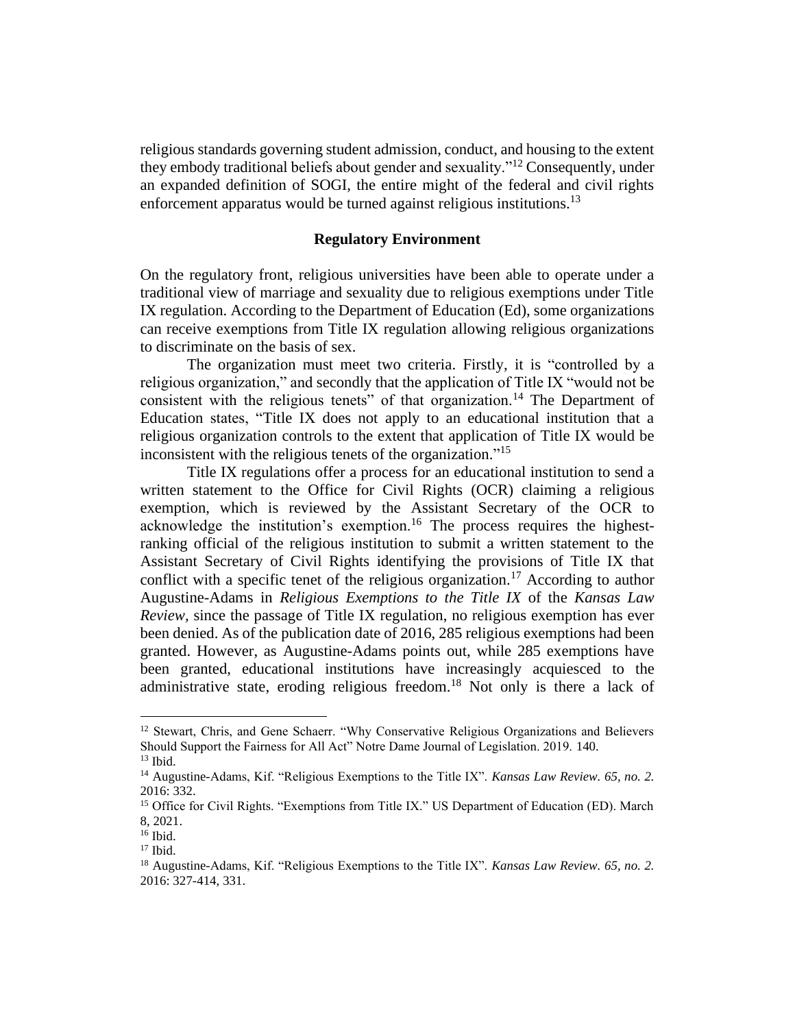religious standards governing student admission, conduct, and housing to the extent they embody traditional beliefs about gender and sexuality."[12] Consequently, under an expanded definition of SOGI, the entire might of the federal and civil rights enforcement apparatus would be turned against religious institutions.[13]

## Regulatory Environment

On the regulatory front, religious universities have been able to operate under a traditional view of marriage and sexuality due to religious exemptions under Title IX regulation. According to the Department of Education (Ed), some organizations can receive exemptions from Title IX regulation allowing religious organizations to discriminate on the basis of sex.

The organization must meet two criteria. Firstly, it is "controlled by a religious organization," and secondly that the application of Title IX "would not be consistent with the religious tenets" of that organization.[14] The Department of Education states, "Title IX does not apply to an educational institution that a religious organization controls to the extent that application of Title IX would be inconsistent with the religious tenets of the organization."[15]

Title IX regulations offer a process for an educational institution to send a written statement to the Office for Civil Rights (OCR) claiming a religious exemption, which is reviewed by the Assistant Secretary of the OCR to acknowledge the institution's exemption.[16] The process requires the highest-ranking official of the religious institution to submit a written statement to the Assistant Secretary of Civil Rights identifying the provisions of Title IX that conflict with a specific tenet of the religious organization.[17] According to author Augustine-Adams in *Religious Exemptions to the Title IX* of the *Kansas Law Review,* since the passage of Title IX regulation, no religious exemption has ever been denied. As of the publication date of 2016, 285 religious exemptions had been granted. However, as Augustine-Adams points out, while 285 exemptions have been granted, educational institutions have increasingly acquiesced to the administrative state, eroding religious freedom.[18] Not only is there a lack of

---

[12] Stewart, Chris, and Gene Schaerr. "Why Conservative Religious Organizations and Believers Should Support the Fairness for All Act" Notre Dame Journal of Legislation. 2019. 140.

[13] Ibid.

[14] Augustine-Adams, Kif. "Religious Exemptions to the Title IX". *Kansas Law Review. 65, no. 2.* 2016: 332.

[15] Office for Civil Rights. "Exemptions from Title IX." US Department of Education (ED). March 8, 2021.

[16] Ibid.

[17] Ibid.

[18] Augustine-Adams, Kif. "Religious Exemptions to the Title IX". *Kansas Law Review. 65, no. 2.* 2016: 327-414, 331.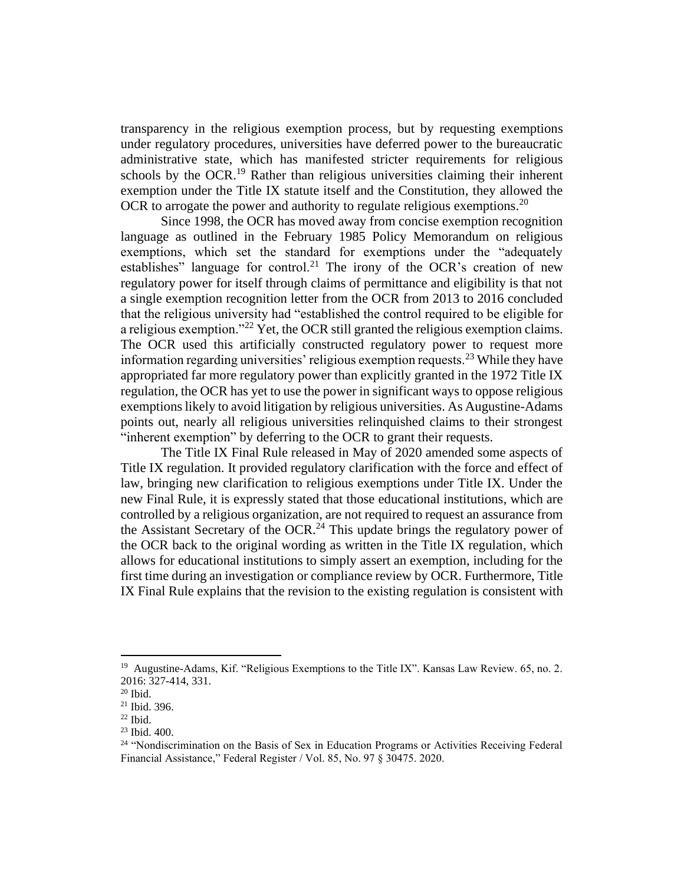transparency in the religious exemption process, but by requesting exemptions under regulatory procedures, universities have deferred power to the bureaucratic administrative state, which has manifested stricter requirements for religious schools by the OCR.[19] Rather than religious universities claiming their inherent exemption under the Title IX statute itself and the Constitution, they allowed the OCR to arrogate the power and authority to regulate religious exemptions.[20]

Since 1998, the OCR has moved away from concise exemption recognition language as outlined in the February 1985 Policy Memorandum on religious exemptions, which set the standard for exemptions under the "adequately establishes" language for control.[21] The irony of the OCR's creation of new regulatory power for itself through claims of permittance and eligibility is that not a single exemption recognition letter from the OCR from 2013 to 2016 concluded that the religious university had "established the control required to be eligible for a religious exemption."[22] Yet, the OCR still granted the religious exemption claims. The OCR used this artificially constructed regulatory power to request more information regarding universities' religious exemption requests.[23] While they have appropriated far more regulatory power than explicitly granted in the 1972 Title IX regulation, the OCR has yet to use the power in significant ways to oppose religious exemptions likely to avoid litigation by religious universities. As Augustine-Adams points out, nearly all religious universities relinquished claims to their strongest "inherent exemption" by deferring to the OCR to grant their requests.

The Title IX Final Rule released in May of 2020 amended some aspects of Title IX regulation. It provided regulatory clarification with the force and effect of law, bringing new clarification to religious exemptions under Title IX. Under the new Final Rule, it is expressly stated that those educational institutions, which are controlled by a religious organization, are not required to request an assurance from the Assistant Secretary of the OCR.[24] This update brings the regulatory power of the OCR back to the original wording as written in the Title IX regulation, which allows for educational institutions to simply assert an exemption, including for the first time during an investigation or compliance review by OCR. Furthermore, Title IX Final Rule explains that the revision to the existing regulation is consistent with

---

[19] Augustine-Adams, Kif. "Religious Exemptions to the Title IX". Kansas Law Review. 65, no. 2. 2016: 327-414, 331.

[20] Ibid.

[21] Ibid. 396.

[22] Ibid.

[23] Ibid. 400.

[24] "Nondiscrimination on the Basis of Sex in Education Programs or Activities Receiving Federal Financial Assistance," Federal Register / Vol. 85, No. 97 § 30475. 2020.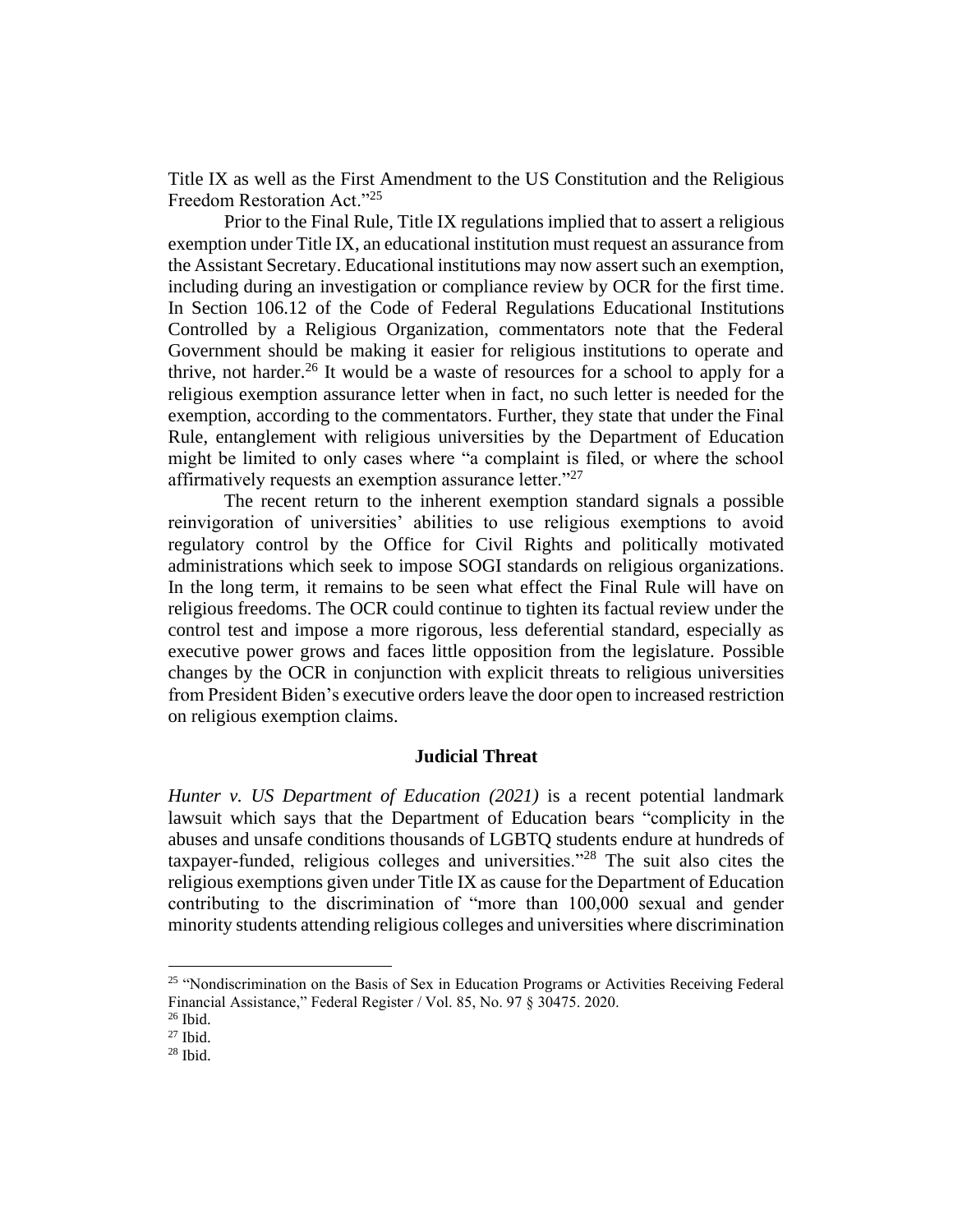Title IX as well as the First Amendment to the US Constitution and the Religious Freedom Restoration Act."[25]

Prior to the Final Rule, Title IX regulations implied that to assert a religious exemption under Title IX, an educational institution must request an assurance from the Assistant Secretary. Educational institutions may now assert such an exemption, including during an investigation or compliance review by OCR for the first time. In Section 106.12 of the Code of Federal Regulations Educational Institutions Controlled by a Religious Organization, commentators note that the Federal Government should be making it easier for religious institutions to operate and thrive, not harder.[26] It would be a waste of resources for a school to apply for a religious exemption assurance letter when in fact, no such letter is needed for the exemption, according to the commentators. Further, they state that under the Final Rule, entanglement with religious universities by the Department of Education might be limited to only cases where "a complaint is filed, or where the school affirmatively requests an exemption assurance letter."[27]

The recent return to the inherent exemption standard signals a possible reinvigoration of universities' abilities to use religious exemptions to avoid regulatory control by the Office for Civil Rights and politically motivated administrations which seek to impose SOGI standards on religious organizations. In the long term, it remains to be seen what effect the Final Rule will have on religious freedoms. The OCR could continue to tighten its factual review under the control test and impose a more rigorous, less deferential standard, especially as executive power grows and faces little opposition from the legislature. Possible changes by the OCR in conjunction with explicit threats to religious universities from President Biden's executive orders leave the door open to increased restriction on religious exemption claims.

## Judicial Threat

*Hunter v. US Department of Education (2021)* is a recent potential landmark lawsuit which says that the Department of Education bears "complicity in the abuses and unsafe conditions thousands of LGBTQ students endure at hundreds of taxpayer-funded, religious colleges and universities."[28] The suit also cites the religious exemptions given under Title IX as cause for the Department of Education contributing to the discrimination of "more than 100,000 sexual and gender minority students attending religious colleges and universities where discrimination

---

[25] "Nondiscrimination on the Basis of Sex in Education Programs or Activities Receiving Federal Financial Assistance," Federal Register / Vol. 85, No. 97 § 30475. 2020.

[26] Ibid.

[27] Ibid.

[28] Ibid.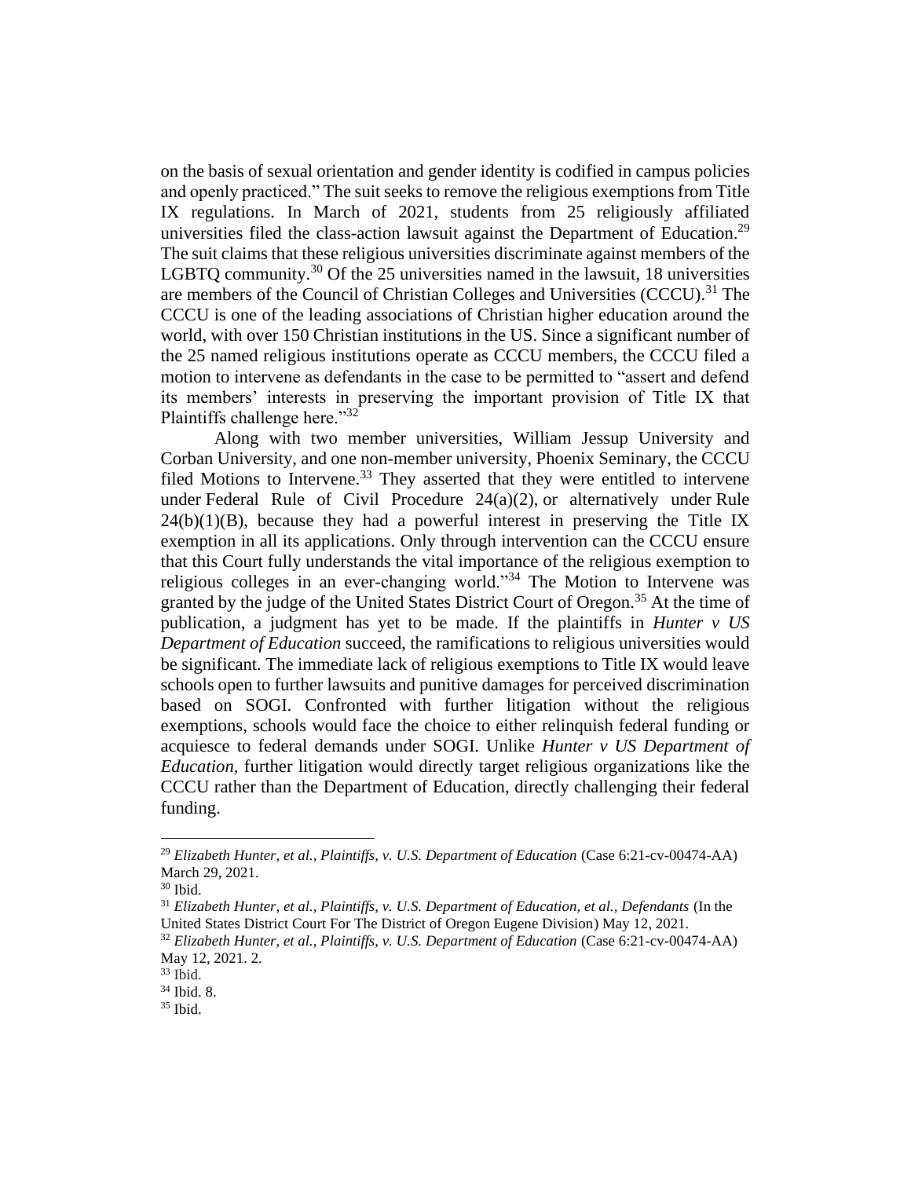on the basis of sexual orientation and gender identity is codified in campus policies and openly practiced." The suit seeks to remove the religious exemptions from Title IX regulations. In March of 2021, students from 25 religiously affiliated universities filed the class-action lawsuit against the Department of Education.[29] The suit claims that these religious universities discriminate against members of the LGBTQ community.[30] Of the 25 universities named in the lawsuit, 18 universities are members of the Council of Christian Colleges and Universities (CCCU).[31] The CCCU is one of the leading associations of Christian higher education around the world, with over 150 Christian institutions in the US. Since a significant number of the 25 named religious institutions operate as CCCU members, the CCCU filed a motion to intervene as defendants in the case to be permitted to "assert and defend its members' interests in preserving the important provision of Title IX that Plaintiffs challenge here."[32]

Along with two member universities, William Jessup University and Corban University, and one non-member university, Phoenix Seminary, the CCCU filed Motions to Intervene.[33] They asserted that they were entitled to intervene under Federal Rule of Civil Procedure 24(a)(2), or alternatively under Rule 24(b)(1)(B), because they had a powerful interest in preserving the Title IX exemption in all its applications. Only through intervention can the CCCU ensure that this Court fully understands the vital importance of the religious exemption to religious colleges in an ever-changing world."[34] The Motion to Intervene was granted by the judge of the United States District Court of Oregon.[35] At the time of publication, a judgment has yet to be made. If the plaintiffs in *Hunter v US Department of Education* succeed, the ramifications to religious universities would be significant. The immediate lack of religious exemptions to Title IX would leave schools open to further lawsuits and punitive damages for perceived discrimination based on SOGI. Confronted with further litigation without the religious exemptions, schools would face the choice to either relinquish federal funding or acquiesce to federal demands under SOGI. Unlike *Hunter v US Department of Education*, further litigation would directly target religious organizations like the CCCU rather than the Department of Education, directly challenging their federal funding.

---

[29] *Elizabeth Hunter, et al., Plaintiffs, v. U.S. Department of Education* (Case 6:21-cv-00474-AA) March 29, 2021.

[30] Ibid.

[31] *Elizabeth Hunter, et al., Plaintiffs, v. U.S. Department of Education, et al., Defendants* (In the United States District Court For The District of Oregon Eugene Division) May 12, 2021.

[32] *Elizabeth Hunter, et al., Plaintiffs, v. U.S. Department of Education* (Case 6:21-cv-00474-AA) May 12, 2021. 2.

[33] Ibid.

[34] Ibid. 8.

[35] Ibid.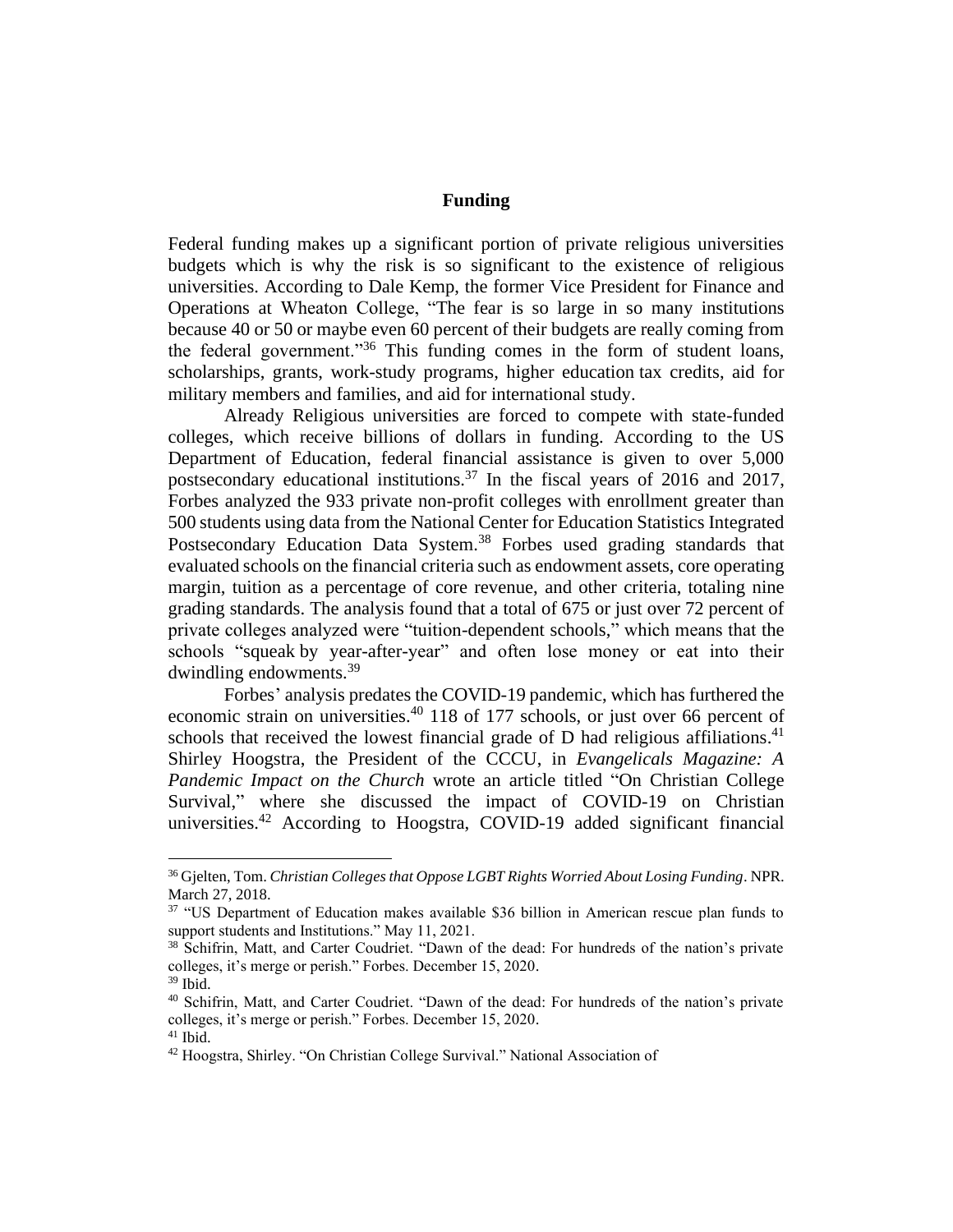## Funding

Federal funding makes up a significant portion of private religious universities budgets which is why the risk is so significant to the existence of religious universities. According to Dale Kemp, the former Vice President for Finance and Operations at Wheaton College, "The fear is so large in so many institutions because 40 or 50 or maybe even 60 percent of their budgets are really coming from the federal government."[36] This funding comes in the form of student loans, scholarships, grants, work-study programs, higher education tax credits, aid for military members and families, and aid for international study.

Already Religious universities are forced to compete with state-funded colleges, which receive billions of dollars in funding. According to the US Department of Education, federal financial assistance is given to over 5,000 postsecondary educational institutions.[37] In the fiscal years of 2016 and 2017, Forbes analyzed the 933 private non-profit colleges with enrollment greater than 500 students using data from the National Center for Education Statistics Integrated Postsecondary Education Data System.[38] Forbes used grading standards that evaluated schools on the financial criteria such as endowment assets, core operating margin, tuition as a percentage of core revenue, and other criteria, totaling nine grading standards. The analysis found that a total of 675 or just over 72 percent of private colleges analyzed were "tuition-dependent schools," which means that the schools "squeak by year-after-year" and often lose money or eat into their dwindling endowments.[39]

Forbes' analysis predates the COVID-19 pandemic, which has furthered the economic strain on universities.[40] 118 of 177 schools, or just over 66 percent of schools that received the lowest financial grade of D had religious affiliations.[41] Shirley Hoogstra, the President of the CCCU, in *Evangelicals Magazine: A Pandemic Impact on the Church* wrote an article titled "On Christian College Survival," where she discussed the impact of COVID-19 on Christian universities.[42] According to Hoogstra, COVID-19 added significant financial

---

[36] Gjelten, Tom. *Christian Colleges that Oppose LGBT Rights Worried About Losing Funding*. NPR. March 27, 2018.

[37] "US Department of Education makes available $36 billion in American rescue plan funds to support students and Institutions." May 11, 2021.

[38] Schifrin, Matt, and Carter Coudriet. "Dawn of the dead: For hundreds of the nation's private colleges, it's merge or perish." Forbes. December 15, 2020.

[39] Ibid.

[40] Schifrin, Matt, and Carter Coudriet. "Dawn of the dead: For hundreds of the nation's private colleges, it's merge or perish." Forbes. December 15, 2020.

[41] Ibid.

[42] Hoogstra, Shirley. "On Christian College Survival." National Association of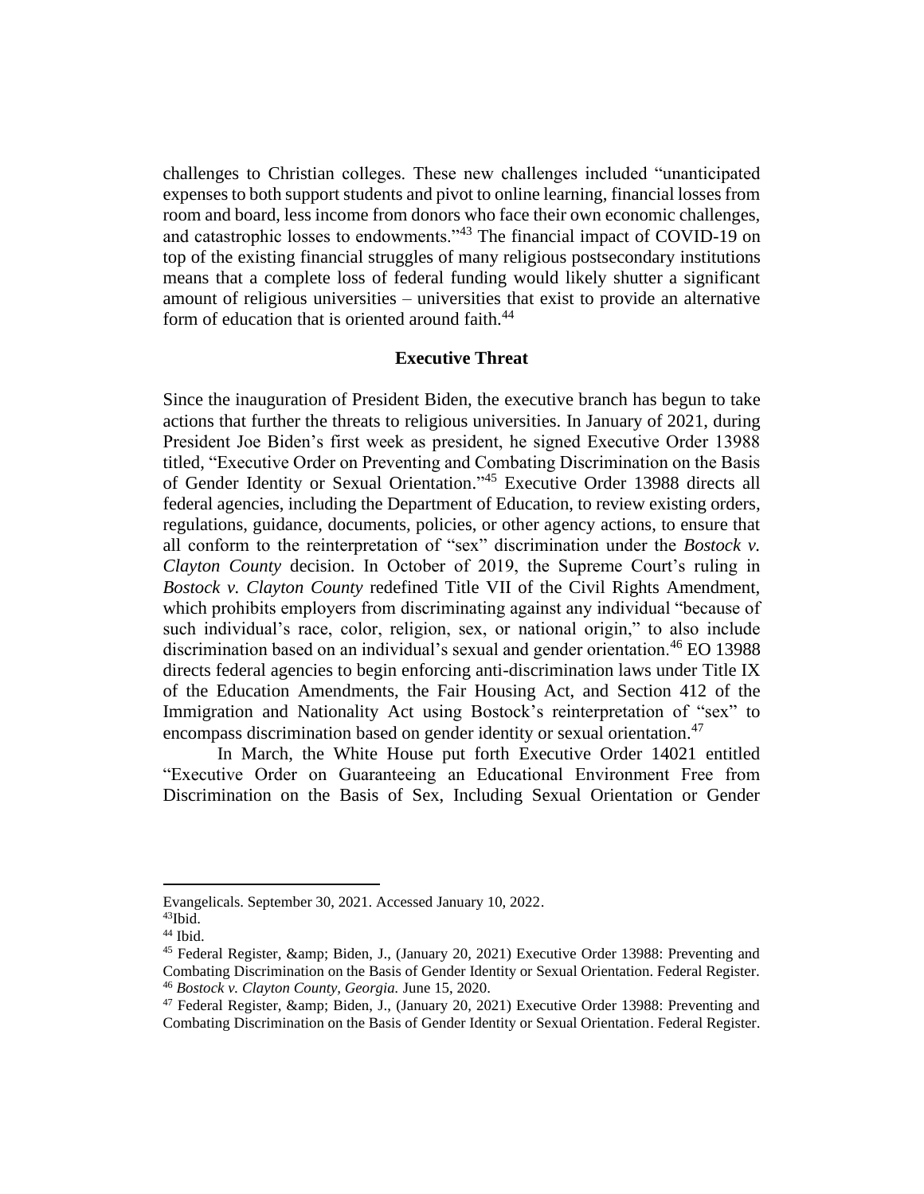challenges to Christian colleges. These new challenges included "unanticipated expenses to both support students and pivot to online learning, financial losses from room and board, less income from donors who face their own economic challenges, and catastrophic losses to endowments."[43] The financial impact of COVID-19 on top of the existing financial struggles of many religious postsecondary institutions means that a complete loss of federal funding would likely shutter a significant amount of religious universities – universities that exist to provide an alternative form of education that is oriented around faith.[44]

## Executive Threat

Since the inauguration of President Biden, the executive branch has begun to take actions that further the threats to religious universities. In January of 2021, during President Joe Biden's first week as president, he signed Executive Order 13988 titled, "Executive Order on Preventing and Combating Discrimination on the Basis of Gender Identity or Sexual Orientation."[45] Executive Order 13988 directs all federal agencies, including the Department of Education, to review existing orders, regulations, guidance, documents, policies, or other agency actions, to ensure that all conform to the reinterpretation of "sex" discrimination under the *Bostock v. Clayton County* decision. In October of 2019, the Supreme Court's ruling in *Bostock v. Clayton County* redefined Title VII of the Civil Rights Amendment, which prohibits employers from discriminating against any individual "because of such individual's race, color, religion, sex, or national origin," to also include discrimination based on an individual's sexual and gender orientation.[46] EO 13988 directs federal agencies to begin enforcing anti-discrimination laws under Title IX of the Education Amendments, the Fair Housing Act, and Section 412 of the Immigration and Nationality Act using Bostock's reinterpretation of "sex" to encompass discrimination based on gender identity or sexual orientation.[47]

In March, the White House put forth Executive Order 14021 entitled "Executive Order on Guaranteeing an Educational Environment Free from Discrimination on the Basis of Sex, Including Sexual Orientation or Gender

---

Evangelicals. September 30, 2021. Accessed January 10, 2022.

[43] Ibid.

[44] Ibid.

[45] Federal Register, &amp; Biden, J., (January 20, 2021) Executive Order 13988: Preventing and Combating Discrimination on the Basis of Gender Identity or Sexual Orientation. Federal Register.

[46] *Bostock v. Clayton County, Georgia.* June 15, 2020.

[47] Federal Register, &amp; Biden, J., (January 20, 2021) Executive Order 13988: Preventing and Combating Discrimination on the Basis of Gender Identity or Sexual Orientation. Federal Register.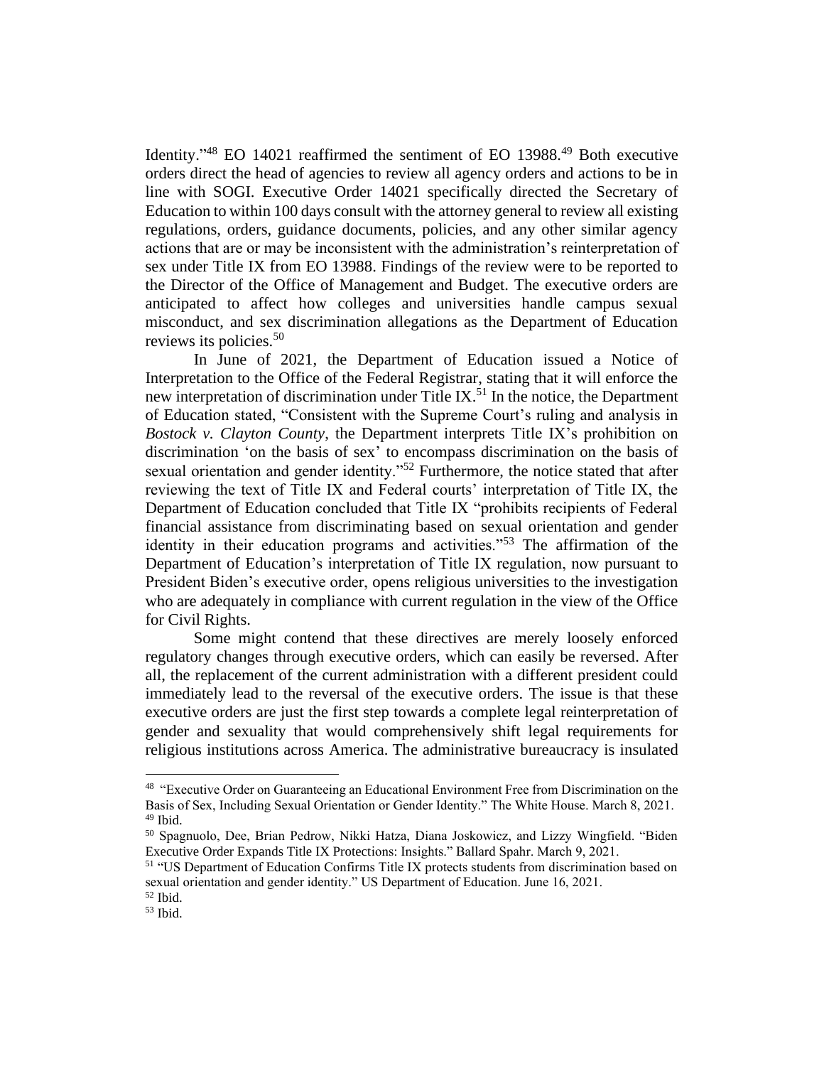Identity."[48] EO 14021 reaffirmed the sentiment of EO 13988.[49] Both executive orders direct the head of agencies to review all agency orders and actions to be in line with SOGI. Executive Order 14021 specifically directed the Secretary of Education to within 100 days consult with the attorney general to review all existing regulations, orders, guidance documents, policies, and any other similar agency actions that are or may be inconsistent with the administration's reinterpretation of sex under Title IX from EO 13988. Findings of the review were to be reported to the Director of the Office of Management and Budget. The executive orders are anticipated to affect how colleges and universities handle campus sexual misconduct, and sex discrimination allegations as the Department of Education reviews its policies.[50]

In June of 2021, the Department of Education issued a Notice of Interpretation to the Office of the Federal Registrar, stating that it will enforce the new interpretation of discrimination under Title IX.[51] In the notice, the Department of Education stated, "Consistent with the Supreme Court's ruling and analysis in *Bostock v. Clayton County*, the Department interprets Title IX's prohibition on discrimination 'on the basis of sex' to encompass discrimination on the basis of sexual orientation and gender identity."[52] Furthermore, the notice stated that after reviewing the text of Title IX and Federal courts' interpretation of Title IX, the Department of Education concluded that Title IX "prohibits recipients of Federal financial assistance from discriminating based on sexual orientation and gender identity in their education programs and activities."[53] The affirmation of the Department of Education's interpretation of Title IX regulation, now pursuant to President Biden's executive order, opens religious universities to the investigation who are adequately in compliance with current regulation in the view of the Office for Civil Rights.

Some might contend that these directives are merely loosely enforced regulatory changes through executive orders, which can easily be reversed. After all, the replacement of the current administration with a different president could immediately lead to the reversal of the executive orders. The issue is that these executive orders are just the first step towards a complete legal reinterpretation of gender and sexuality that would comprehensively shift legal requirements for religious institutions across America. The administrative bureaucracy is insulated

---

[48] "Executive Order on Guaranteeing an Educational Environment Free from Discrimination on the Basis of Sex, Including Sexual Orientation or Gender Identity." The White House. March 8, 2021.
[49] Ibid.
[50] Spagnuolo, Dee, Brian Pedrow, Nikki Hatza, Diana Joskowicz, and Lizzy Wingfield. "Biden Executive Order Expands Title IX Protections: Insights." Ballard Spahr. March 9, 2021.
[51] "US Department of Education Confirms Title IX protects students from discrimination based on sexual orientation and gender identity." US Department of Education. June 16, 2021.
[52] Ibid.
[53] Ibid.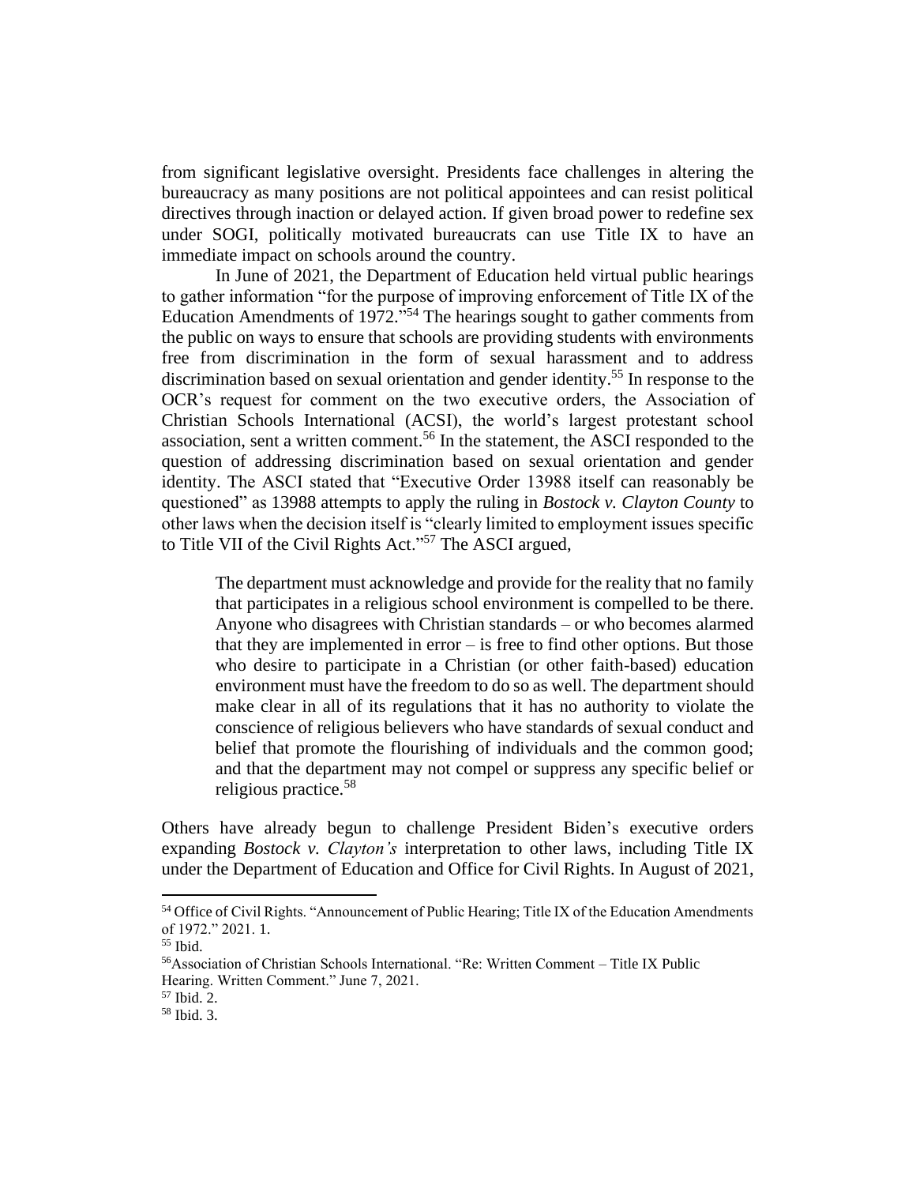from significant legislative oversight. Presidents face challenges in altering the bureaucracy as many positions are not political appointees and can resist political directives through inaction or delayed action. If given broad power to redefine sex under SOGI, politically motivated bureaucrats can use Title IX to have an immediate impact on schools around the country.

In June of 2021, the Department of Education held virtual public hearings to gather information "for the purpose of improving enforcement of Title IX of the Education Amendments of 1972."[54] The hearings sought to gather comments from the public on ways to ensure that schools are providing students with environments free from discrimination in the form of sexual harassment and to address discrimination based on sexual orientation and gender identity.[55] In response to the OCR's request for comment on the two executive orders, the Association of Christian Schools International (ACSI), the world's largest protestant school association, sent a written comment.[56] In the statement, the ASCI responded to the question of addressing discrimination based on sexual orientation and gender identity. The ASCI stated that "Executive Order 13988 itself can reasonably be questioned" as 13988 attempts to apply the ruling in *Bostock v. Clayton County* to other laws when the decision itself is "clearly limited to employment issues specific to Title VII of the Civil Rights Act."[57] The ASCI argued,

> The department must acknowledge and provide for the reality that no family that participates in a religious school environment is compelled to be there. Anyone who disagrees with Christian standards – or who becomes alarmed that they are implemented in error – is free to find other options. But those who desire to participate in a Christian (or other faith-based) education environment must have the freedom to do so as well. The department should make clear in all of its regulations that it has no authority to violate the conscience of religious believers who have standards of sexual conduct and belief that promote the flourishing of individuals and the common good; and that the department may not compel or suppress any specific belief or religious practice.[58]

Others have already begun to challenge President Biden's executive orders expanding *Bostock v. Clayton's* interpretation to other laws, including Title IX under the Department of Education and Office for Civil Rights. In August of 2021,

---

[54] Office of Civil Rights. "Announcement of Public Hearing; Title IX of the Education Amendments of 1972." 2021. 1.

[55] Ibid.

[56] Association of Christian Schools International. "Re: Written Comment – Title IX Public Hearing. Written Comment." June 7, 2021.

[57] Ibid. 2.

[58] Ibid. 3.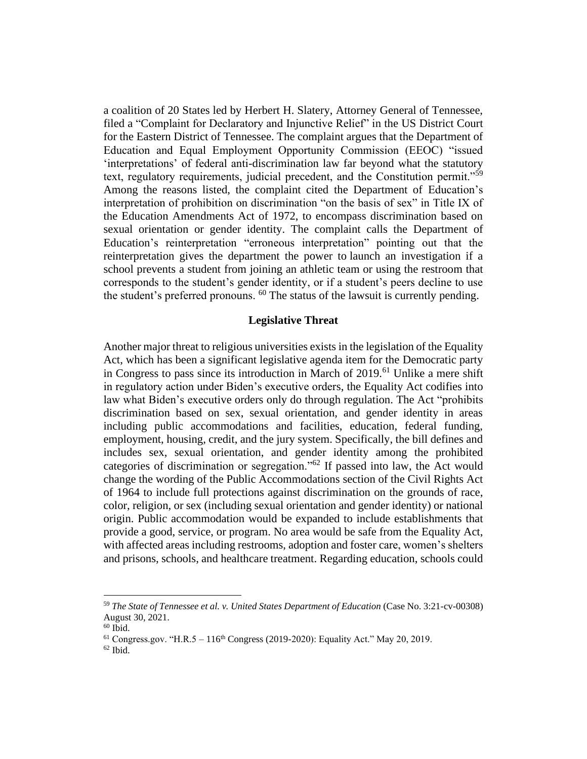a coalition of 20 States led by Herbert H. Slatery, Attorney General of Tennessee, filed a "Complaint for Declaratory and Injunctive Relief" in the US District Court for the Eastern District of Tennessee. The complaint argues that the Department of Education and Equal Employment Opportunity Commission (EEOC) "issued 'interpretations' of federal anti-discrimination law far beyond what the statutory text, regulatory requirements, judicial precedent, and the Constitution permit."[59] Among the reasons listed, the complaint cited the Department of Education's interpretation of prohibition on discrimination "on the basis of sex" in Title IX of the Education Amendments Act of 1972, to encompass discrimination based on sexual orientation or gender identity. The complaint calls the Department of Education's reinterpretation "erroneous interpretation" pointing out that the reinterpretation gives the department the power to launch an investigation if a school prevents a student from joining an athletic team or using the restroom that corresponds to the student's gender identity, or if a student's peers decline to use the student's preferred pronouns. [60] The status of the lawsuit is currently pending.

**Legislative Threat**

Another major threat to religious universities exists in the legislation of the Equality Act, which has been a significant legislative agenda item for the Democratic party in Congress to pass since its introduction in March of 2019.[61] Unlike a mere shift in regulatory action under Biden's executive orders, the Equality Act codifies into law what Biden's executive orders only do through regulation. The Act "prohibits discrimination based on sex, sexual orientation, and gender identity in areas including public accommodations and facilities, education, federal funding, employment, housing, credit, and the jury system. Specifically, the bill defines and includes sex, sexual orientation, and gender identity among the prohibited categories of discrimination or segregation."[62] If passed into law, the Act would change the wording of the Public Accommodations section of the Civil Rights Act of 1964 to include full protections against discrimination on the grounds of race, color, religion, or sex (including sexual orientation and gender identity) or national origin. Public accommodation would be expanded to include establishments that provide a good, service, or program. No area would be safe from the Equality Act, with affected areas including restrooms, adoption and foster care, women's shelters and prisons, schools, and healthcare treatment. Regarding education, schools could

---

[59] *The State of Tennessee et al. v. United States Department of Education* (Case No. 3:21-cv-00308) August 30, 2021.

[60] Ibid.

[61] Congress.gov. "H.R.5 – 116th Congress (2019-2020): Equality Act." May 20, 2019.

[62] Ibid.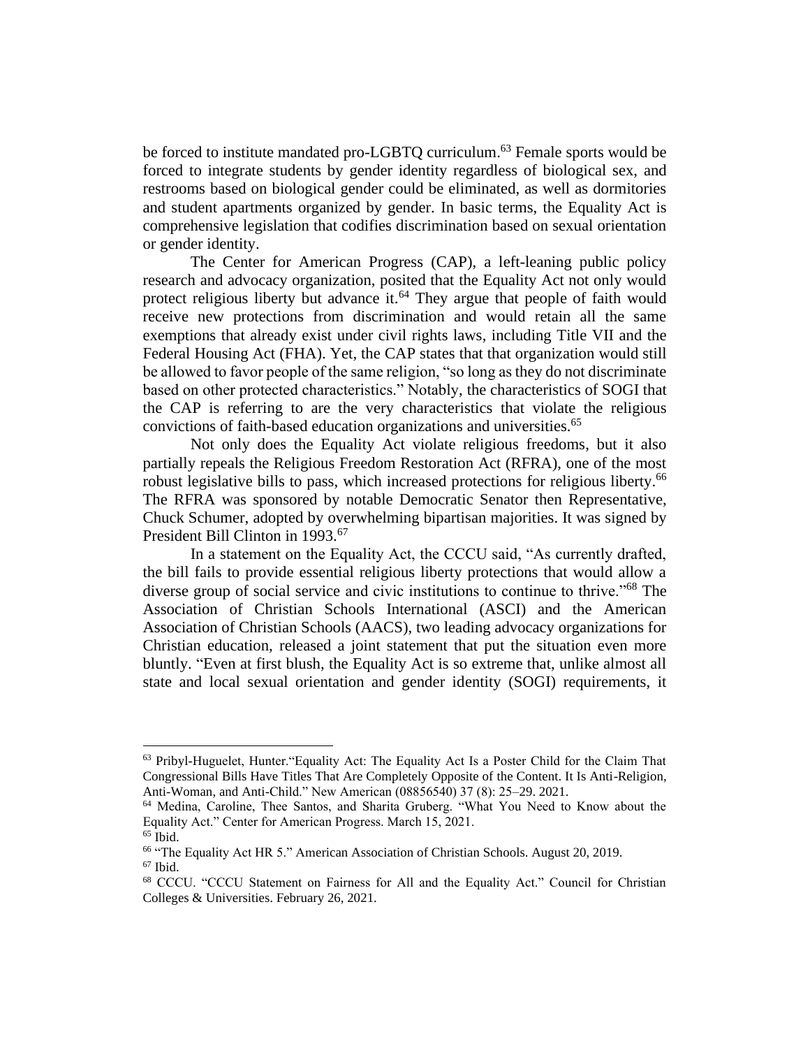be forced to institute mandated pro-LGBTQ curriculum.[63] Female sports would be forced to integrate students by gender identity regardless of biological sex, and restrooms based on biological gender could be eliminated, as well as dormitories and student apartments organized by gender. In basic terms, the Equality Act is comprehensive legislation that codifies discrimination based on sexual orientation or gender identity.

The Center for American Progress (CAP), a left-leaning public policy research and advocacy organization, posited that the Equality Act not only would protect religious liberty but advance it.[64] They argue that people of faith would receive new protections from discrimination and would retain all the same exemptions that already exist under civil rights laws, including Title VII and the Federal Housing Act (FHA). Yet, the CAP states that that organization would still be allowed to favor people of the same religion, "so long as they do not discriminate based on other protected characteristics." Notably, the characteristics of SOGI that the CAP is referring to are the very characteristics that violate the religious convictions of faith-based education organizations and universities.[65]

Not only does the Equality Act violate religious freedoms, but it also partially repeals the Religious Freedom Restoration Act (RFRA), one of the most robust legislative bills to pass, which increased protections for religious liberty.[66] The RFRA was sponsored by notable Democratic Senator then Representative, Chuck Schumer, adopted by overwhelming bipartisan majorities. It was signed by President Bill Clinton in 1993.[67]

In a statement on the Equality Act, the CCCU said, "As currently drafted, the bill fails to provide essential religious liberty protections that would allow a diverse group of social service and civic institutions to continue to thrive."[68] The Association of Christian Schools International (ASCI) and the American Association of Christian Schools (AACS), two leading advocacy organizations for Christian education, released a joint statement that put the situation even more bluntly. "Even at first blush, the Equality Act is so extreme that, unlike almost all state and local sexual orientation and gender identity (SOGI) requirements, it

---

[63] Pribyl-Huguelet, Hunter."Equality Act: The Equality Act Is a Poster Child for the Claim That Congressional Bills Have Titles That Are Completely Opposite of the Content. It Is Anti-Religion, Anti-Woman, and Anti-Child." New American (08856540) 37 (8): 25–29. 2021.

[64] Medina, Caroline, Thee Santos, and Sharita Gruberg. "What You Need to Know about the Equality Act." Center for American Progress. March 15, 2021.

[65] Ibid.

[66] "The Equality Act HR 5." American Association of Christian Schools. August 20, 2019.

[67] Ibid.

[68] CCCU. "CCCU Statement on Fairness for All and the Equality Act." Council for Christian Colleges & Universities. February 26, 2021.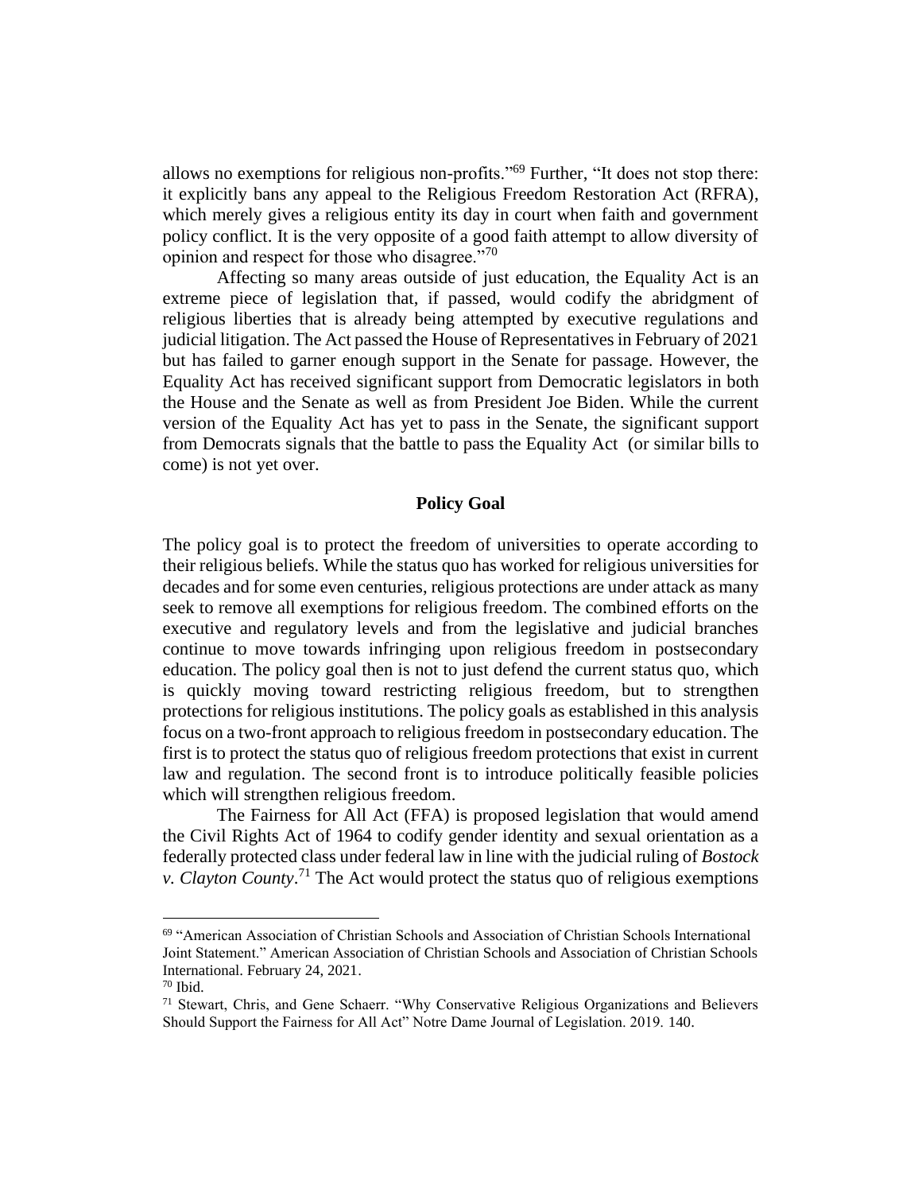allows no exemptions for religious non-profits."[69] Further, "It does not stop there: it explicitly bans any appeal to the Religious Freedom Restoration Act (RFRA), which merely gives a religious entity its day in court when faith and government policy conflict. It is the very opposite of a good faith attempt to allow diversity of opinion and respect for those who disagree."[70]

Affecting so many areas outside of just education, the Equality Act is an extreme piece of legislation that, if passed, would codify the abridgment of religious liberties that is already being attempted by executive regulations and judicial litigation. The Act passed the House of Representatives in February of 2021 but has failed to garner enough support in the Senate for passage. However, the Equality Act has received significant support from Democratic legislators in both the House and the Senate as well as from President Joe Biden. While the current version of the Equality Act has yet to pass in the Senate, the significant support from Democrats signals that the battle to pass the Equality Act (or similar bills to come) is not yet over.

## Policy Goal

The policy goal is to protect the freedom of universities to operate according to their religious beliefs. While the status quo has worked for religious universities for decades and for some even centuries, religious protections are under attack as many seek to remove all exemptions for religious freedom. The combined efforts on the executive and regulatory levels and from the legislative and judicial branches continue to move towards infringing upon religious freedom in postsecondary education. The policy goal then is not to just defend the current status quo, which is quickly moving toward restricting religious freedom, but to strengthen protections for religious institutions. The policy goals as established in this analysis focus on a two-front approach to religious freedom in postsecondary education. The first is to protect the status quo of religious freedom protections that exist in current law and regulation. The second front is to introduce politically feasible policies which will strengthen religious freedom.

The Fairness for All Act (FFA) is proposed legislation that would amend the Civil Rights Act of 1964 to codify gender identity and sexual orientation as a federally protected class under federal law in line with the judicial ruling of *Bostock v. Clayton County*.[71] The Act would protect the status quo of religious exemptions

---

[69] "American Association of Christian Schools and Association of Christian Schools International Joint Statement." American Association of Christian Schools and Association of Christian Schools International. February 24, 2021.

[70] Ibid.

[71] Stewart, Chris, and Gene Schaerr. "Why Conservative Religious Organizations and Believers Should Support the Fairness for All Act" Notre Dame Journal of Legislation. 2019. 140.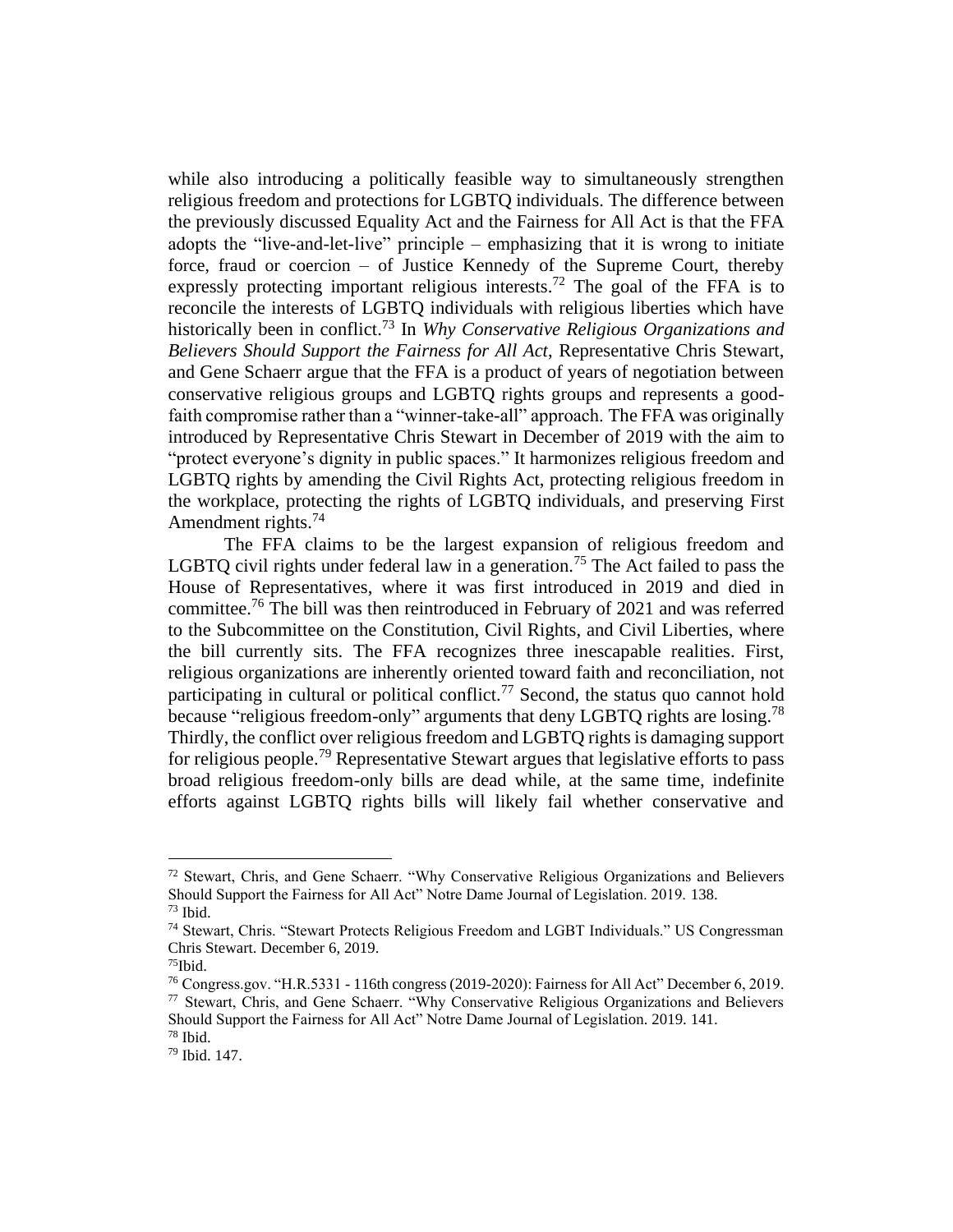while also introducing a politically feasible way to simultaneously strengthen religious freedom and protections for LGBTQ individuals. The difference between the previously discussed Equality Act and the Fairness for All Act is that the FFA adopts the "live-and-let-live" principle – emphasizing that it is wrong to initiate force, fraud or coercion – of Justice Kennedy of the Supreme Court, thereby expressly protecting important religious interests.[72] The goal of the FFA is to reconcile the interests of LGBTQ individuals with religious liberties which have historically been in conflict.[73] In *Why Conservative Religious Organizations and Believers Should Support the Fairness for All Act*, Representative Chris Stewart, and Gene Schaerr argue that the FFA is a product of years of negotiation between conservative religious groups and LGBTQ rights groups and represents a good-faith compromise rather than a "winner-take-all" approach. The FFA was originally introduced by Representative Chris Stewart in December of 2019 with the aim to "protect everyone's dignity in public spaces." It harmonizes religious freedom and LGBTQ rights by amending the Civil Rights Act, protecting religious freedom in the workplace, protecting the rights of LGBTQ individuals, and preserving First Amendment rights.[74]

The FFA claims to be the largest expansion of religious freedom and LGBTQ civil rights under federal law in a generation.[75] The Act failed to pass the House of Representatives, where it was first introduced in 2019 and died in committee.[76] The bill was then reintroduced in February of 2021 and was referred to the Subcommittee on the Constitution, Civil Rights, and Civil Liberties, where the bill currently sits. The FFA recognizes three inescapable realities. First, religious organizations are inherently oriented toward faith and reconciliation, not participating in cultural or political conflict.[77] Second, the status quo cannot hold because "religious freedom-only" arguments that deny LGBTQ rights are losing.[78] Thirdly, the conflict over religious freedom and LGBTQ rights is damaging support for religious people.[79] Representative Stewart argues that legislative efforts to pass broad religious freedom-only bills are dead while, at the same time, indefinite efforts against LGBTQ rights bills will likely fail whether conservative and

---

[72] Stewart, Chris, and Gene Schaerr. "Why Conservative Religious Organizations and Believers Should Support the Fairness for All Act" Notre Dame Journal of Legislation. 2019. 138.

[73] Ibid.

[74] Stewart, Chris. "Stewart Protects Religious Freedom and LGBT Individuals." US Congressman Chris Stewart. December 6, 2019.

[75] Ibid.

[76] Congress.gov. "H.R.5331 - 116th congress (2019-2020): Fairness for All Act" December 6, 2019.

[77] Stewart, Chris, and Gene Schaerr. "Why Conservative Religious Organizations and Believers Should Support the Fairness for All Act" Notre Dame Journal of Legislation. 2019. 141.

[78] Ibid.

[79] Ibid. 147.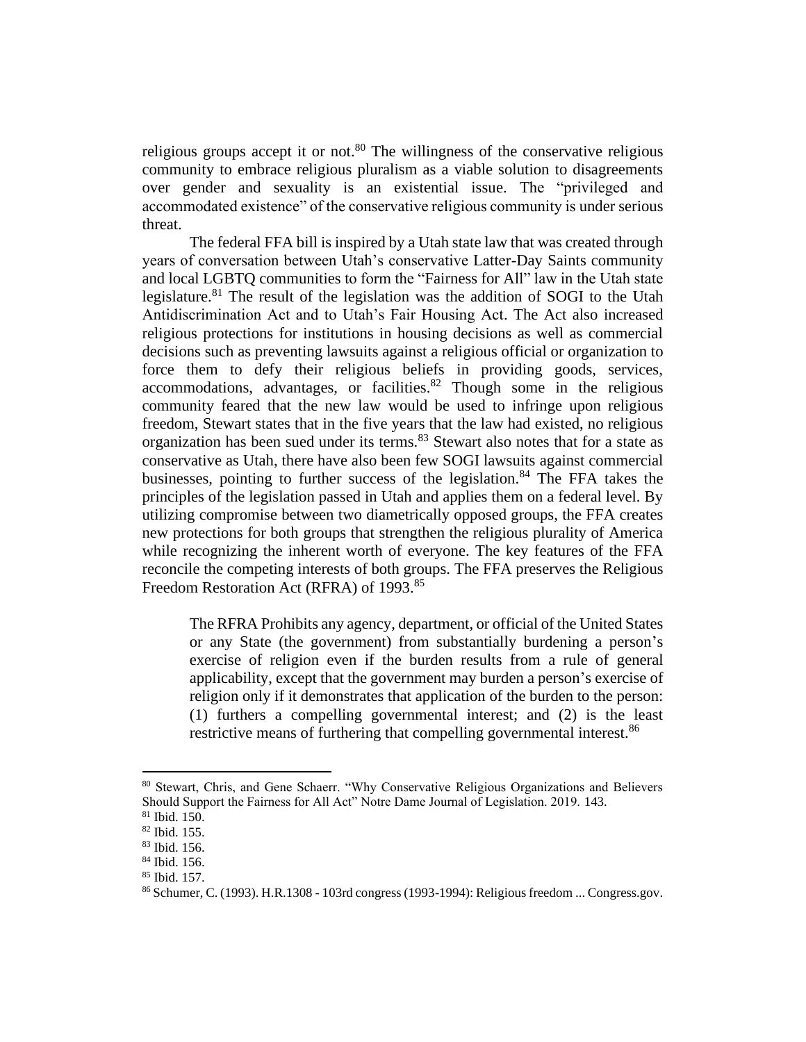religious groups accept it or not.[80] The willingness of the conservative religious community to embrace religious pluralism as a viable solution to disagreements over gender and sexuality is an existential issue. The "privileged and accommodated existence" of the conservative religious community is under serious threat.

The federal FFA bill is inspired by a Utah state law that was created through years of conversation between Utah's conservative Latter-Day Saints community and local LGBTQ communities to form the "Fairness for All" law in the Utah state legislature.[81] The result of the legislation was the addition of SOGI to the Utah Antidiscrimination Act and to Utah's Fair Housing Act. The Act also increased religious protections for institutions in housing decisions as well as commercial decisions such as preventing lawsuits against a religious official or organization to force them to defy their religious beliefs in providing goods, services, accommodations, advantages, or facilities.[82] Though some in the religious community feared that the new law would be used to infringe upon religious freedom, Stewart states that in the five years that the law had existed, no religious organization has been sued under its terms.[83] Stewart also notes that for a state as conservative as Utah, there have also been few SOGI lawsuits against commercial businesses, pointing to further success of the legislation.[84] The FFA takes the principles of the legislation passed in Utah and applies them on a federal level. By utilizing compromise between two diametrically opposed groups, the FFA creates new protections for both groups that strengthen the religious plurality of America while recognizing the inherent worth of everyone. The key features of the FFA reconcile the competing interests of both groups. The FFA preserves the Religious Freedom Restoration Act (RFRA) of 1993.[85]

> The RFRA Prohibits any agency, department, or official of the United States or any State (the government) from substantially burdening a person's exercise of religion even if the burden results from a rule of general applicability, except that the government may burden a person's exercise of religion only if it demonstrates that application of the burden to the person: (1) furthers a compelling governmental interest; and (2) is the least restrictive means of furthering that compelling governmental interest.[86]

---

[80] Stewart, Chris, and Gene Schaerr. "Why Conservative Religious Organizations and Believers Should Support the Fairness for All Act" Notre Dame Journal of Legislation. 2019. 143.

[81] Ibid. 150.

[82] Ibid. 155.

[83] Ibid. 156.

[84] Ibid. 156.

[85] Ibid. 157.

[86] Schumer, C. (1993). H.R.1308 - 103rd congress (1993-1994): Religious freedom ... Congress.gov.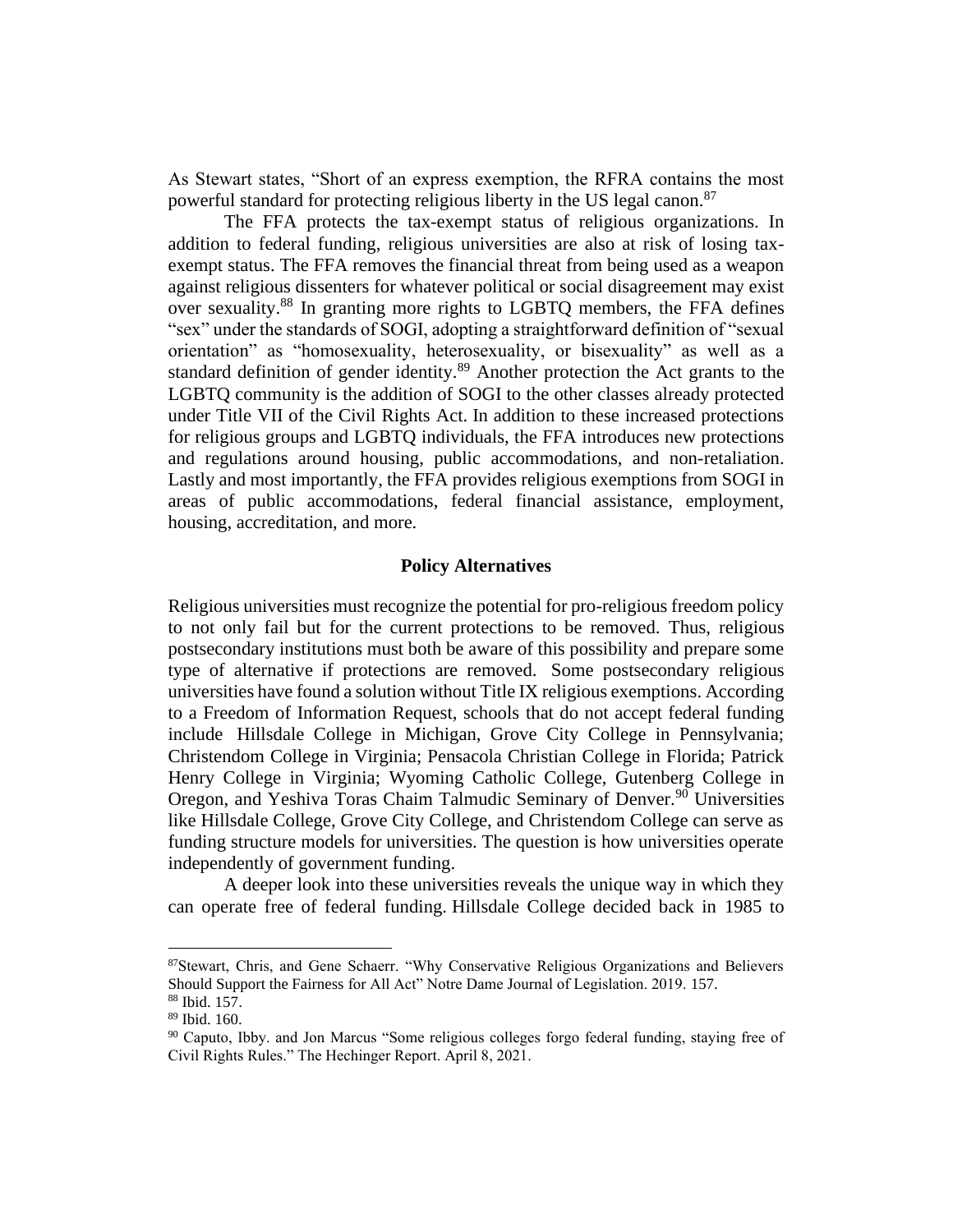As Stewart states, “Short of an express exemption, the RFRA contains the most powerful standard for protecting religious liberty in the US legal canon.[87]

The FFA protects the tax-exempt status of religious organizations. In addition to federal funding, religious universities are also at risk of losing tax-exempt status. The FFA removes the financial threat from being used as a weapon against religious dissenters for whatever political or social disagreement may exist over sexuality.[88] In granting more rights to LGBTQ members, the FFA defines “sex” under the standards of SOGI, adopting a straightforward definition of “sexual orientation” as “homosexuality, heterosexuality, or bisexuality” as well as a standard definition of gender identity.[89] Another protection the Act grants to the LGBTQ community is the addition of SOGI to the other classes already protected under Title VII of the Civil Rights Act. In addition to these increased protections for religious groups and LGBTQ individuals, the FFA introduces new protections and regulations around housing, public accommodations, and non-retaliation. Lastly and most importantly, the FFA provides religious exemptions from SOGI in areas of public accommodations, federal financial assistance, employment, housing, accreditation, and more.

## Policy Alternatives

Religious universities must recognize the potential for pro-religious freedom policy to not only fail but for the current protections to be removed. Thus, religious postsecondary institutions must both be aware of this possibility and prepare some type of alternative if protections are removed. Some postsecondary religious universities have found a solution without Title IX religious exemptions. According to a Freedom of Information Request, schools that do not accept federal funding include Hillsdale College in Michigan, Grove City College in Pennsylvania; Christendom College in Virginia; Pensacola Christian College in Florida; Patrick Henry College in Virginia; Wyoming Catholic College, Gutenberg College in Oregon, and Yeshiva Toras Chaim Talmudic Seminary of Denver.[90] Universities like Hillsdale College, Grove City College, and Christendom College can serve as funding structure models for universities. The question is how universities operate independently of government funding.

A deeper look into these universities reveals the unique way in which they can operate free of federal funding. Hillsdale College decided back in 1985 to

---

[87] Stewart, Chris, and Gene Schaerr. “Why Conservative Religious Organizations and Believers Should Support the Fairness for All Act” Notre Dame Journal of Legislation. 2019. 157.

[88] Ibid. 157.

[89] Ibid. 160.

[90] Caputo, Ibby. and Jon Marcus “Some religious colleges forgo federal funding, staying free of Civil Rights Rules.” The Hechinger Report. April 8, 2021.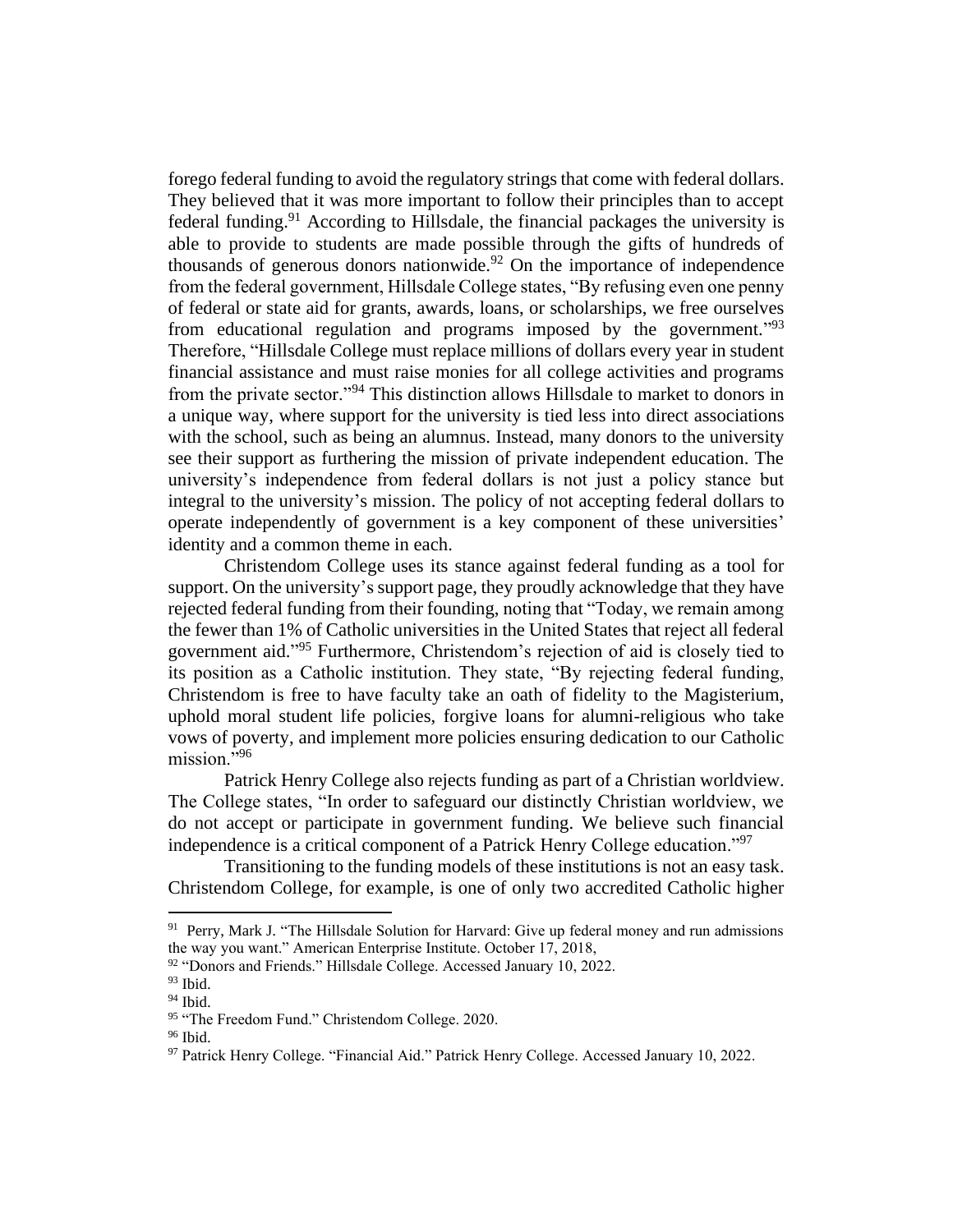forego federal funding to avoid the regulatory strings that come with federal dollars. They believed that it was more important to follow their principles than to accept federal funding.[91] According to Hillsdale, the financial packages the university is able to provide to students are made possible through the gifts of hundreds of thousands of generous donors nationwide.[92] On the importance of independence from the federal government, Hillsdale College states, "By refusing even one penny of federal or state aid for grants, awards, loans, or scholarships, we free ourselves from educational regulation and programs imposed by the government."[93] Therefore, "Hillsdale College must replace millions of dollars every year in student financial assistance and must raise monies for all college activities and programs from the private sector."[94] This distinction allows Hillsdale to market to donors in a unique way, where support for the university is tied less into direct associations with the school, such as being an alumnus. Instead, many donors to the university see their support as furthering the mission of private independent education. The university's independence from federal dollars is not just a policy stance but integral to the university's mission. The policy of not accepting federal dollars to operate independently of government is a key component of these universities' identity and a common theme in each.

Christendom College uses its stance against federal funding as a tool for support. On the university's support page, they proudly acknowledge that they have rejected federal funding from their founding, noting that "Today, we remain among the fewer than 1% of Catholic universities in the United States that reject all federal government aid."[95] Furthermore, Christendom's rejection of aid is closely tied to its position as a Catholic institution. They state, "By rejecting federal funding, Christendom is free to have faculty take an oath of fidelity to the Magisterium, uphold moral student life policies, forgive loans for alumni-religious who take vows of poverty, and implement more policies ensuring dedication to our Catholic mission."[96]

Patrick Henry College also rejects funding as part of a Christian worldview. The College states, "In order to safeguard our distinctly Christian worldview, we do not accept or participate in government funding. We believe such financial independence is a critical component of a Patrick Henry College education."[97]

Transitioning to the funding models of these institutions is not an easy task. Christendom College, for example, is one of only two accredited Catholic higher

---

[91] Perry, Mark J. "The Hillsdale Solution for Harvard: Give up federal money and run admissions the way you want." American Enterprise Institute. October 17, 2018,

[92] "Donors and Friends." Hillsdale College. Accessed January 10, 2022.

[93] Ibid.

[94] Ibid.

[95] "The Freedom Fund." Christendom College. 2020.

[96] Ibid.

[97] Patrick Henry College. "Financial Aid." Patrick Henry College. Accessed January 10, 2022.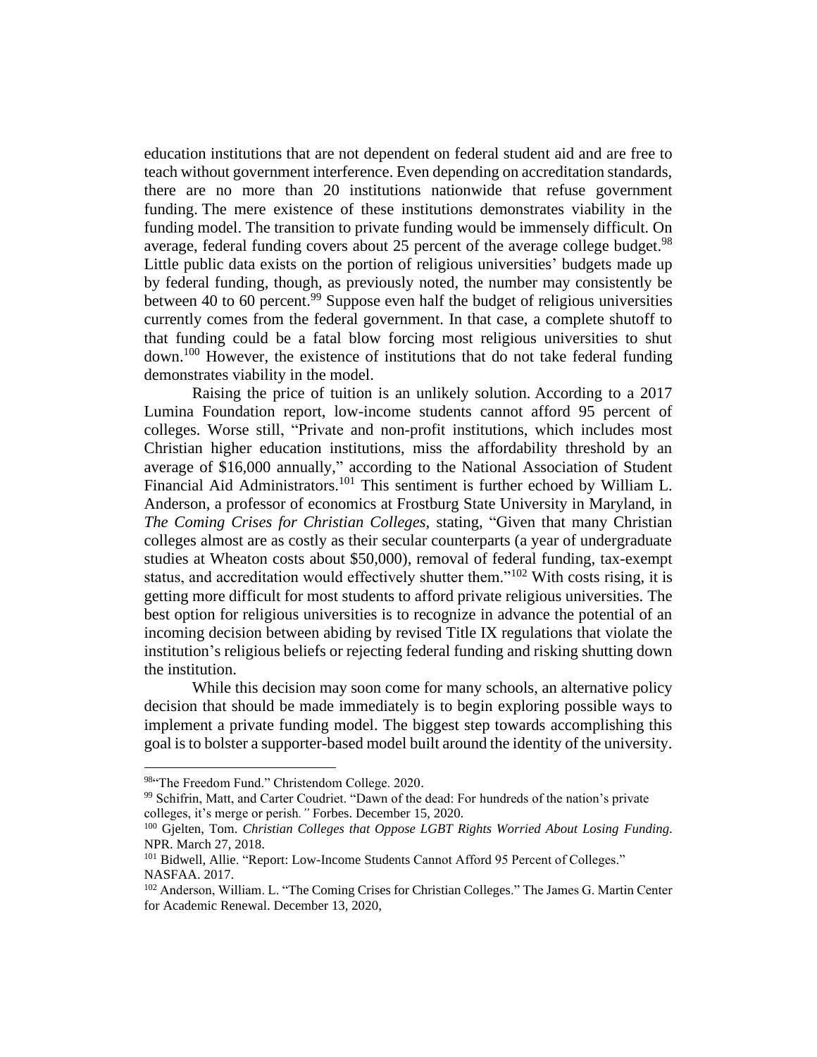education institutions that are not dependent on federal student aid and are free to teach without government interference. Even depending on accreditation standards, there are no more than 20 institutions nationwide that refuse government funding. The mere existence of these institutions demonstrates viability in the funding model. The transition to private funding would be immensely difficult. On average, federal funding covers about 25 percent of the average college budget.[98] Little public data exists on the portion of religious universities' budgets made up by federal funding, though, as previously noted, the number may consistently be between 40 to 60 percent.[99] Suppose even half the budget of religious universities currently comes from the federal government. In that case, a complete shutoff to that funding could be a fatal blow forcing most religious universities to shut down.[100] However, the existence of institutions that do not take federal funding demonstrates viability in the model.

Raising the price of tuition is an unlikely solution. According to a 2017 Lumina Foundation report, low-income students cannot afford 95 percent of colleges. Worse still, "Private and non-profit institutions, which includes most Christian higher education institutions, miss the affordability threshold by an average of $16,000 annually," according to the National Association of Student Financial Aid Administrators.[101] This sentiment is further echoed by William L. Anderson, a professor of economics at Frostburg State University in Maryland, in *The Coming Crises for Christian Colleges*, stating, "Given that many Christian colleges almost are as costly as their secular counterparts (a year of undergraduate studies at Wheaton costs about $50,000), removal of federal funding, tax-exempt status, and accreditation would effectively shutter them."[102] With costs rising, it is getting more difficult for most students to afford private religious universities. The best option for religious universities is to recognize in advance the potential of an incoming decision between abiding by revised Title IX regulations that violate the institution's religious beliefs or rejecting federal funding and risking shutting down the institution.

While this decision may soon come for many schools, an alternative policy decision that should be made immediately is to begin exploring possible ways to implement a private funding model. The biggest step towards accomplishing this goal is to bolster a supporter-based model built around the identity of the university.

---

[98] "The Freedom Fund." Christendom College. 2020.

[99] Schifrin, Matt, and Carter Coudriet. "Dawn of the dead: For hundreds of the nation's private colleges, it's merge or perish." Forbes. December 15, 2020.

[100] Gjelten, Tom. *Christian Colleges that Oppose LGBT Rights Worried About Losing Funding.* NPR. March 27, 2018.

[101] Bidwell, Allie. "Report: Low-Income Students Cannot Afford 95 Percent of Colleges." NASFAA. 2017.

[102] Anderson, William. L. "The Coming Crises for Christian Colleges." The James G. Martin Center for Academic Renewal. December 13, 2020,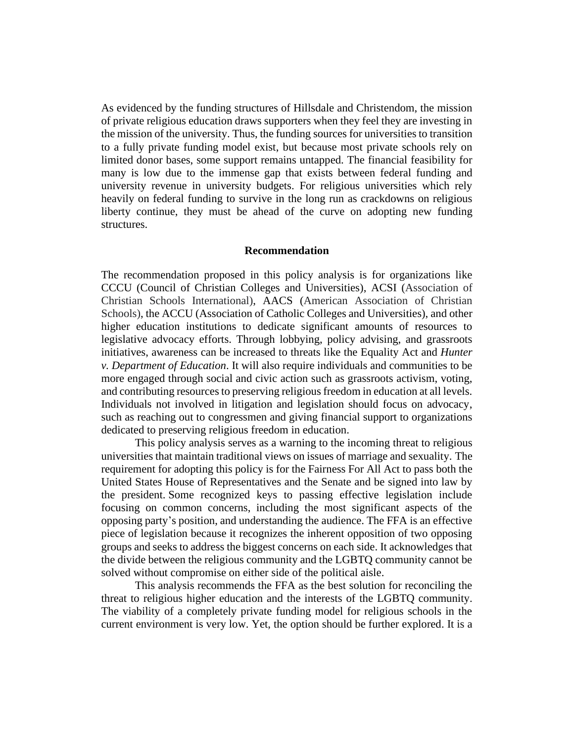As evidenced by the funding structures of Hillsdale and Christendom, the mission of private religious education draws supporters when they feel they are investing in the mission of the university. Thus, the funding sources for universities to transition to a fully private funding model exist, but because most private schools rely on limited donor bases, some support remains untapped. The financial feasibility for many is low due to the immense gap that exists between federal funding and university revenue in university budgets. For religious universities which rely heavily on federal funding to survive in the long run as crackdowns on religious liberty continue, they must be ahead of the curve on adopting new funding structures.

**Recommendation**

The recommendation proposed in this policy analysis is for organizations like CCCU (Council of Christian Colleges and Universities), ACSI (Association of Christian Schools International), AACS (American Association of Christian Schools), the ACCU (Association of Catholic Colleges and Universities), and other higher education institutions to dedicate significant amounts of resources to legislative advocacy efforts. Through lobbying, policy advising, and grassroots initiatives, awareness can be increased to threats like the Equality Act and *Hunter v. Department of Education*. It will also require individuals and communities to be more engaged through social and civic action such as grassroots activism, voting, and contributing resources to preserving religious freedom in education at all levels. Individuals not involved in litigation and legislation should focus on advocacy, such as reaching out to congressmen and giving financial support to organizations dedicated to preserving religious freedom in education.

This policy analysis serves as a warning to the incoming threat to religious universities that maintain traditional views on issues of marriage and sexuality. The requirement for adopting this policy is for the Fairness For All Act to pass both the United States House of Representatives and the Senate and be signed into law by the president. Some recognized keys to passing effective legislation include focusing on common concerns, including the most significant aspects of the opposing party's position, and understanding the audience. The FFA is an effective piece of legislation because it recognizes the inherent opposition of two opposing groups and seeks to address the biggest concerns on each side. It acknowledges that the divide between the religious community and the LGBTQ community cannot be solved without compromise on either side of the political aisle.

This analysis recommends the FFA as the best solution for reconciling the threat to religious higher education and the interests of the LGBTQ community. The viability of a completely private funding model for religious schools in the current environment is very low. Yet, the option should be further explored. It is a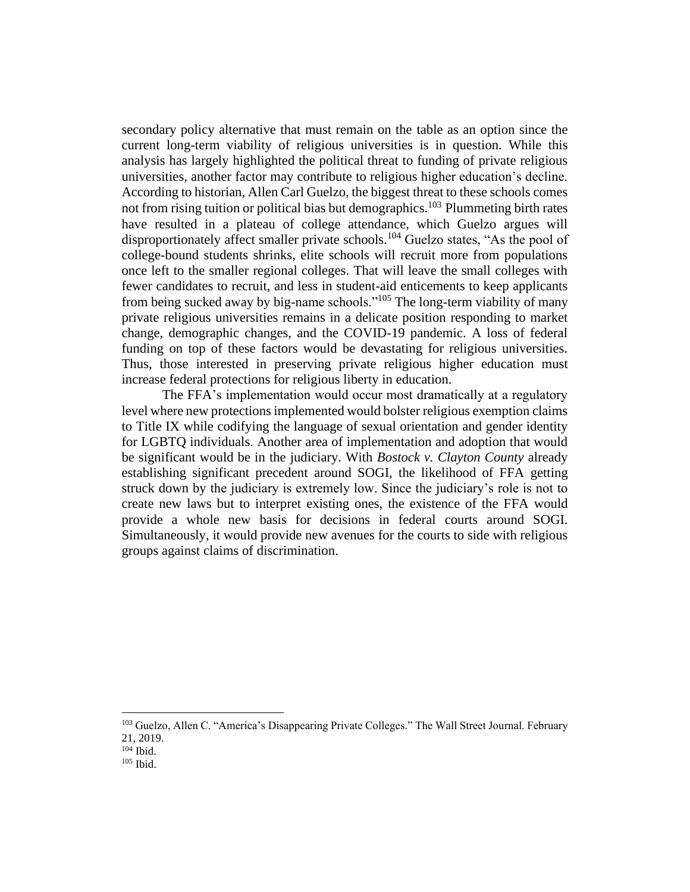secondary policy alternative that must remain on the table as an option since the current long-term viability of religious universities is in question. While this analysis has largely highlighted the political threat to funding of private religious universities, another factor may contribute to religious higher education's decline. According to historian, Allen Carl Guelzo, the biggest threat to these schools comes not from rising tuition or political bias but demographics.[103] Plummeting birth rates have resulted in a plateau of college attendance, which Guelzo argues will disproportionately affect smaller private schools.[104] Guelzo states, "As the pool of college-bound students shrinks, elite schools will recruit more from populations once left to the smaller regional colleges. That will leave the small colleges with fewer candidates to recruit, and less in student-aid enticements to keep applicants from being sucked away by big-name schools."[105] The long-term viability of many private religious universities remains in a delicate position responding to market change, demographic changes, and the COVID-19 pandemic. A loss of federal funding on top of these factors would be devastating for religious universities. Thus, those interested in preserving private religious higher education must increase federal protections for religious liberty in education.

The FFA's implementation would occur most dramatically at a regulatory level where new protections implemented would bolster religious exemption claims to Title IX while codifying the language of sexual orientation and gender identity for LGBTQ individuals. Another area of implementation and adoption that would be significant would be in the judiciary. With *Bostock v. Clayton County* already establishing significant precedent around SOGI, the likelihood of FFA getting struck down by the judiciary is extremely low. Since the judiciary's role is not to create new laws but to interpret existing ones, the existence of the FFA would provide a whole new basis for decisions in federal courts around SOGI. Simultaneously, it would provide new avenues for the courts to side with religious groups against claims of discrimination.

---

[103] Guelzo, Allen C. "America's Disappearing Private Colleges." The Wall Street Journal. February 21, 2019.

[104] Ibid.

[105] Ibid.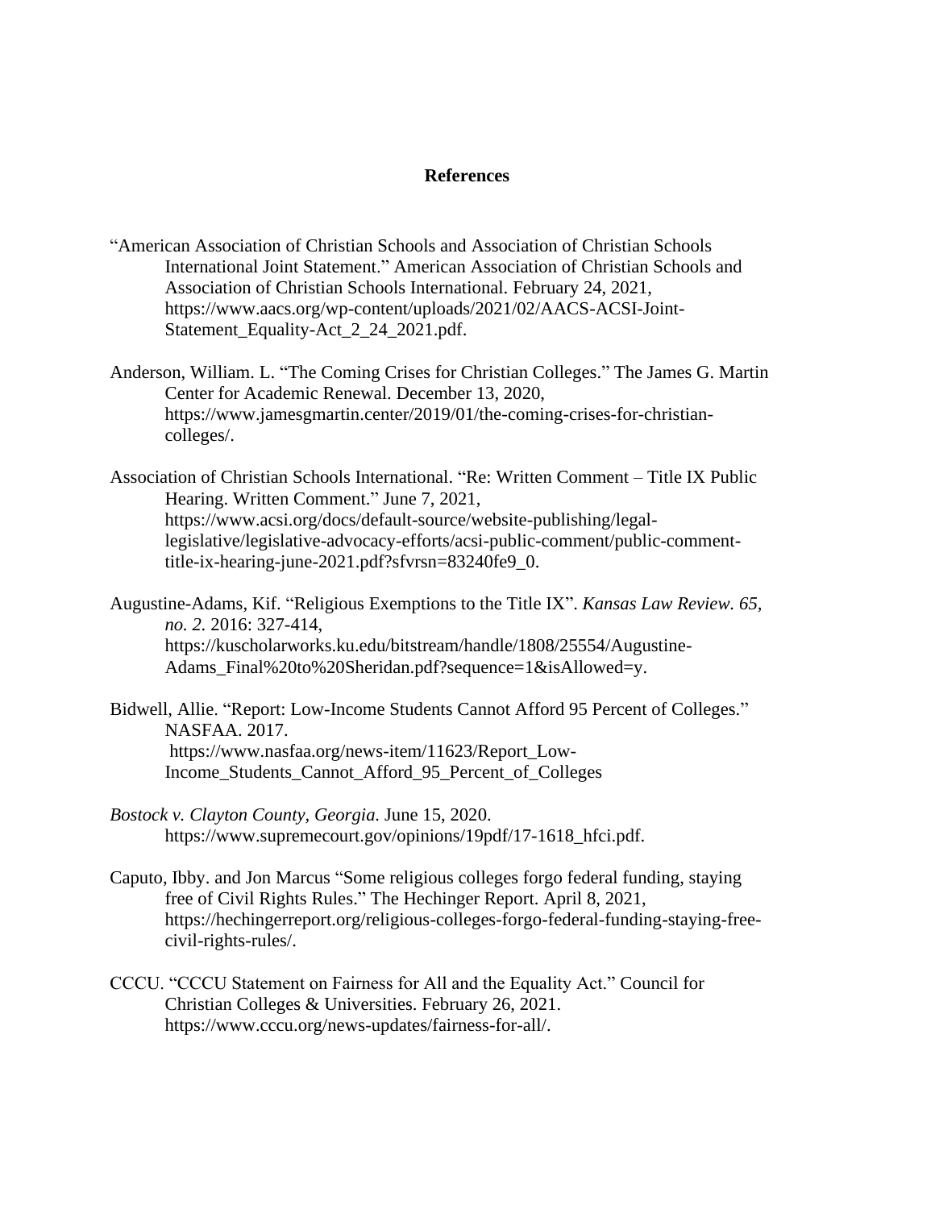**References**

"American Association of Christian Schools and Association of Christian Schools International Joint Statement." American Association of Christian Schools and Association of Christian Schools International. February 24, 2021, https://www.aacs.org/wp-content/uploads/2021/02/AACS-ACSI-Joint-Statement_Equality-Act_2_24_2021.pdf.

Anderson, William. L. "The Coming Crises for Christian Colleges." The James G. Martin Center for Academic Renewal. December 13, 2020, https://www.jamesgmartin.center/2019/01/the-coming-crises-for-christian-colleges/.

Association of Christian Schools International. "Re: Written Comment – Title IX Public Hearing. Written Comment." June 7, 2021, https://www.acsi.org/docs/default-source/website-publishing/legal-legislative/legislative-advocacy-efforts/acsi-public-comment/public-comment-title-ix-hearing-june-2021.pdf?sfvrsn=83240fe9_0.

Augustine-Adams, Kif. "Religious Exemptions to the Title IX". *Kansas Law Review. 65, no. 2.* 2016: 327-414, https://kuscholarworks.ku.edu/bitstream/handle/1808/25554/Augustine-Adams_Final%20to%20Sheridan.pdf?sequence=1&isAllowed=y.

Bidwell, Allie. "Report: Low-Income Students Cannot Afford 95 Percent of Colleges." NASFAA. 2017. https://www.nasfaa.org/news-item/11623/Report_Low-Income_Students_Cannot_Afford_95_Percent_of_Colleges

*Bostock v. Clayton County, Georgia.* June 15, 2020. https://www.supremecourt.gov/opinions/19pdf/17-1618_hfci.pdf.

Caputo, Ibby. and Jon Marcus "Some religious colleges forgo federal funding, staying free of Civil Rights Rules." The Hechinger Report. April 8, 2021, https://hechingerreport.org/religious-colleges-forgo-federal-funding-staying-free-civil-rights-rules/.

CCCU. "CCCU Statement on Fairness for All and the Equality Act." Council for Christian Colleges & Universities. February 26, 2021. https://www.cccu.org/news-updates/fairness-for-all/.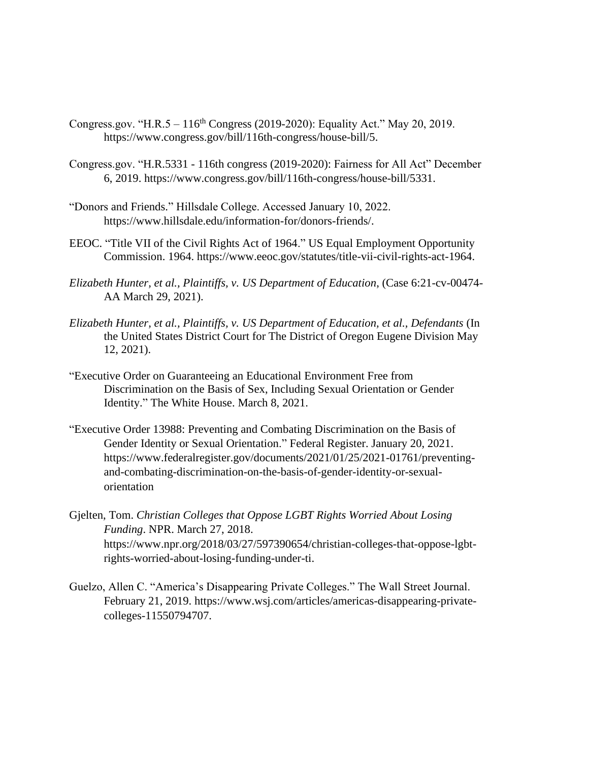Congress.gov. "H.R.5 – 116th Congress (2019-2020): Equality Act." May 20, 2019. https://www.congress.gov/bill/116th-congress/house-bill/5.

Congress.gov. "H.R.5331 - 116th congress (2019-2020): Fairness for All Act" December 6, 2019. https://www.congress.gov/bill/116th-congress/house-bill/5331.

"Donors and Friends." Hillsdale College. Accessed January 10, 2022. https://www.hillsdale.edu/information-for/donors-friends/.

EEOC. "Title VII of the Civil Rights Act of 1964." US Equal Employment Opportunity Commission. 1964. https://www.eeoc.gov/statutes/title-vii-civil-rights-act-1964.

*Elizabeth Hunter, et al., Plaintiffs, v. US Department of Education*, (Case 6:21-cv-00474-AA March 29, 2021).

*Elizabeth Hunter, et al., Plaintiffs, v. US Department of Education, et al., Defendants* (In the United States District Court for The District of Oregon Eugene Division May 12, 2021).

"Executive Order on Guaranteeing an Educational Environment Free from Discrimination on the Basis of Sex, Including Sexual Orientation or Gender Identity." The White House. March 8, 2021.

"Executive Order 13988: Preventing and Combating Discrimination on the Basis of Gender Identity or Sexual Orientation." Federal Register. January 20, 2021. https://www.federalregister.gov/documents/2021/01/25/2021-01761/preventing-and-combating-discrimination-on-the-basis-of-gender-identity-or-sexual-orientation

Gjelten, Tom. *Christian Colleges that Oppose LGBT Rights Worried About Losing Funding*. NPR. March 27, 2018. https://www.npr.org/2018/03/27/597390654/christian-colleges-that-oppose-lgbt-rights-worried-about-losing-funding-under-ti.

Guelzo, Allen C. "America's Disappearing Private Colleges." The Wall Street Journal. February 21, 2019. https://www.wsj.com/articles/americas-disappearing-private-colleges-11550794707.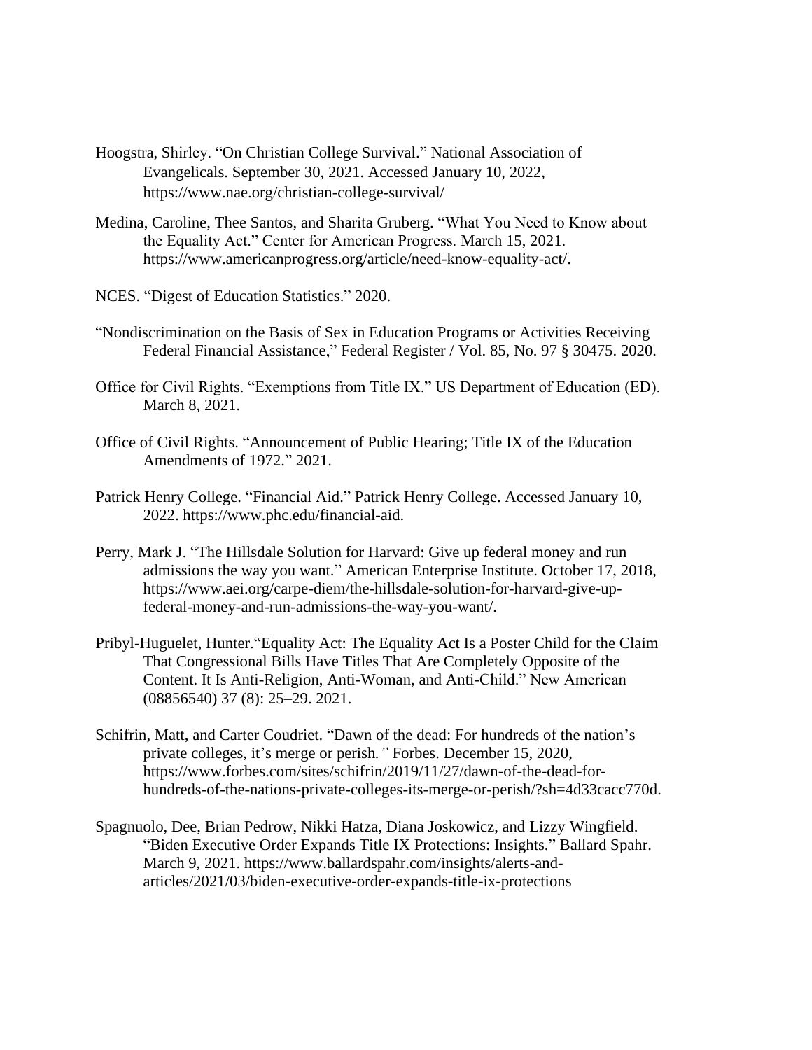Hoogstra, Shirley. "On Christian College Survival." National Association of Evangelicals. September 30, 2021. Accessed January 10, 2022, https://www.nae.org/christian-college-survival/

Medina, Caroline, Thee Santos, and Sharita Gruberg. "What You Need to Know about the Equality Act." Center for American Progress. March 15, 2021. https://www.americanprogress.org/article/need-know-equality-act/.

NCES. "Digest of Education Statistics." 2020.

"Nondiscrimination on the Basis of Sex in Education Programs or Activities Receiving Federal Financial Assistance," Federal Register / Vol. 85, No. 97 § 30475. 2020.

Office for Civil Rights. "Exemptions from Title IX." US Department of Education (ED). March 8, 2021.

Office of Civil Rights. "Announcement of Public Hearing; Title IX of the Education Amendments of 1972." 2021.

Patrick Henry College. "Financial Aid." Patrick Henry College. Accessed January 10, 2022. https://www.phc.edu/financial-aid.

Perry, Mark J. "The Hillsdale Solution for Harvard: Give up federal money and run admissions the way you want." American Enterprise Institute. October 17, 2018, https://www.aei.org/carpe-diem/the-hillsdale-solution-for-harvard-give-up-federal-money-and-run-admissions-the-way-you-want/.

Pribyl-Huguelet, Hunter."Equality Act: The Equality Act Is a Poster Child for the Claim That Congressional Bills Have Titles That Are Completely Opposite of the Content. It Is Anti-Religion, Anti-Woman, and Anti-Child." New American (08856540) 37 (8): 25–29. 2021.

Schifrin, Matt, and Carter Coudriet. "Dawn of the dead: For hundreds of the nation's private colleges, it's merge or perish*."* Forbes. December 15, 2020, https://www.forbes.com/sites/schifrin/2019/11/27/dawn-of-the-dead-for-hundreds-of-the-nations-private-colleges-its-merge-or-perish/?sh=4d33cacc770d.

Spagnuolo, Dee, Brian Pedrow, Nikki Hatza, Diana Joskowicz, and Lizzy Wingfield. "Biden Executive Order Expands Title IX Protections: Insights." Ballard Spahr. March 9, 2021. https://www.ballardspahr.com/insights/alerts-and-articles/2021/03/biden-executive-order-expands-title-ix-protections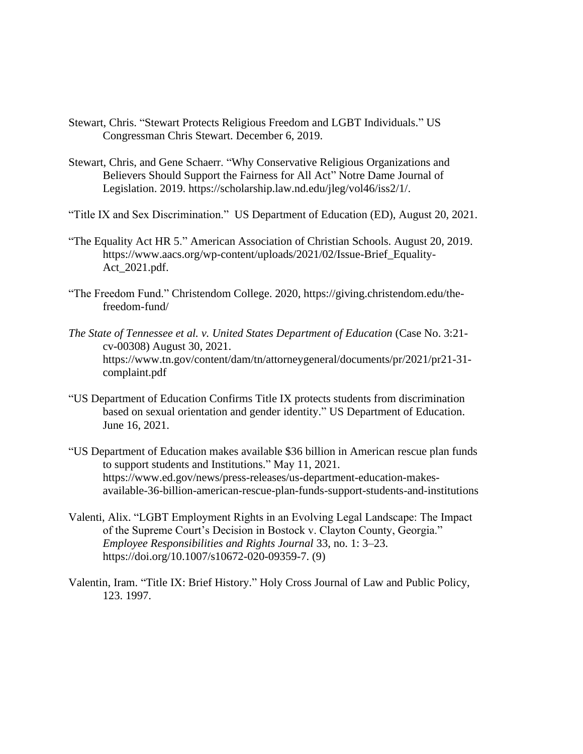Stewart, Chris. “Stewart Protects Religious Freedom and LGBT Individuals.” US Congressman Chris Stewart. December 6, 2019.

Stewart, Chris, and Gene Schaerr. “Why Conservative Religious Organizations and Believers Should Support the Fairness for All Act” Notre Dame Journal of Legislation. 2019. https://scholarship.law.nd.edu/jleg/vol46/iss2/1/.

“Title IX and Sex Discrimination.” US Department of Education (ED), August 20, 2021.

“The Equality Act HR 5.” American Association of Christian Schools. August 20, 2019. https://www.aacs.org/wp-content/uploads/2021/02/Issue-Brief_Equality-Act_2021.pdf.

“The Freedom Fund.” Christendom College. 2020, https://giving.christendom.edu/the-freedom-fund/

*The State of Tennessee et al. v. United States Department of Education* (Case No. 3:21-cv-00308) August 30, 2021. https://www.tn.gov/content/dam/tn/attorneygeneral/documents/pr/2021/pr21-31-complaint.pdf

“US Department of Education Confirms Title IX protects students from discrimination based on sexual orientation and gender identity.” US Department of Education. June 16, 2021.

“US Department of Education makes available $36 billion in American rescue plan funds to support students and Institutions.” May 11, 2021. https://www.ed.gov/news/press-releases/us-department-education-makes-available-36-billion-american-rescue-plan-funds-support-students-and-institutions

Valenti, Alix. “LGBT Employment Rights in an Evolving Legal Landscape: The Impact of the Supreme Court’s Decision in Bostock v. Clayton County, Georgia.” *Employee Responsibilities and Rights Journal* 33, no. 1: 3–23. https://doi.org/10.1007/s10672-020-09359-7. (9)

Valentin, Iram. “Title IX: Brief History.” Holy Cross Journal of Law and Public Policy, 123. 1997.